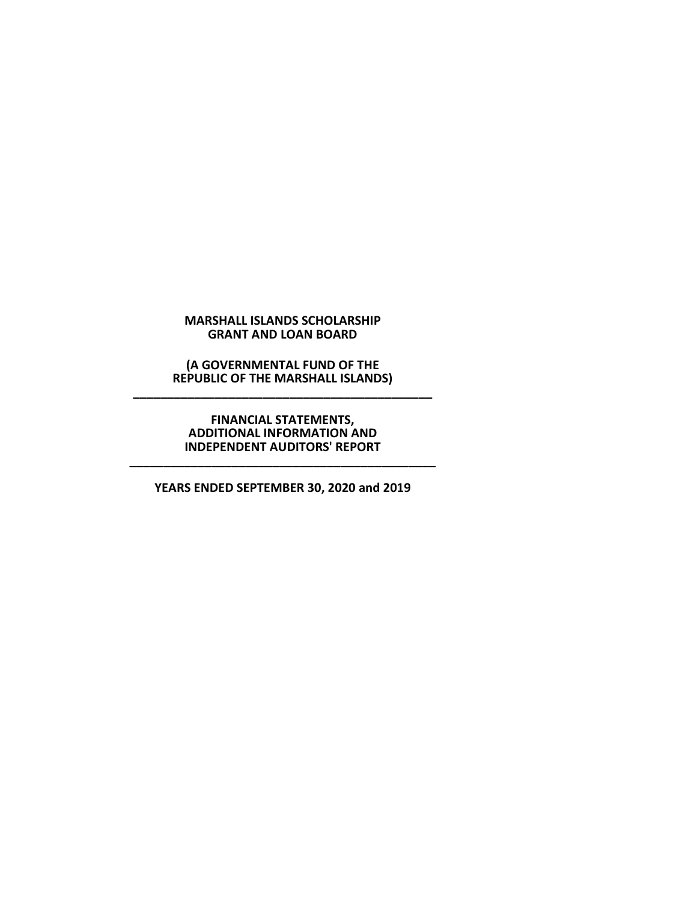**MARSHALL ISLANDS SCHOLARSHIP GRANT AND LOAN BOARD**

**(A GOVERNMENTAL FUND OF THE REPUBLIC OF THE MARSHALL ISLANDS)**

---

**FINANCIAL STATEMENTS, ADDITIONAL INFORMATION AND INDEPENDENT AUDITORS' REPORT**

---

**YEARS ENDED SEPTEMBER 30, 2020 and 2019**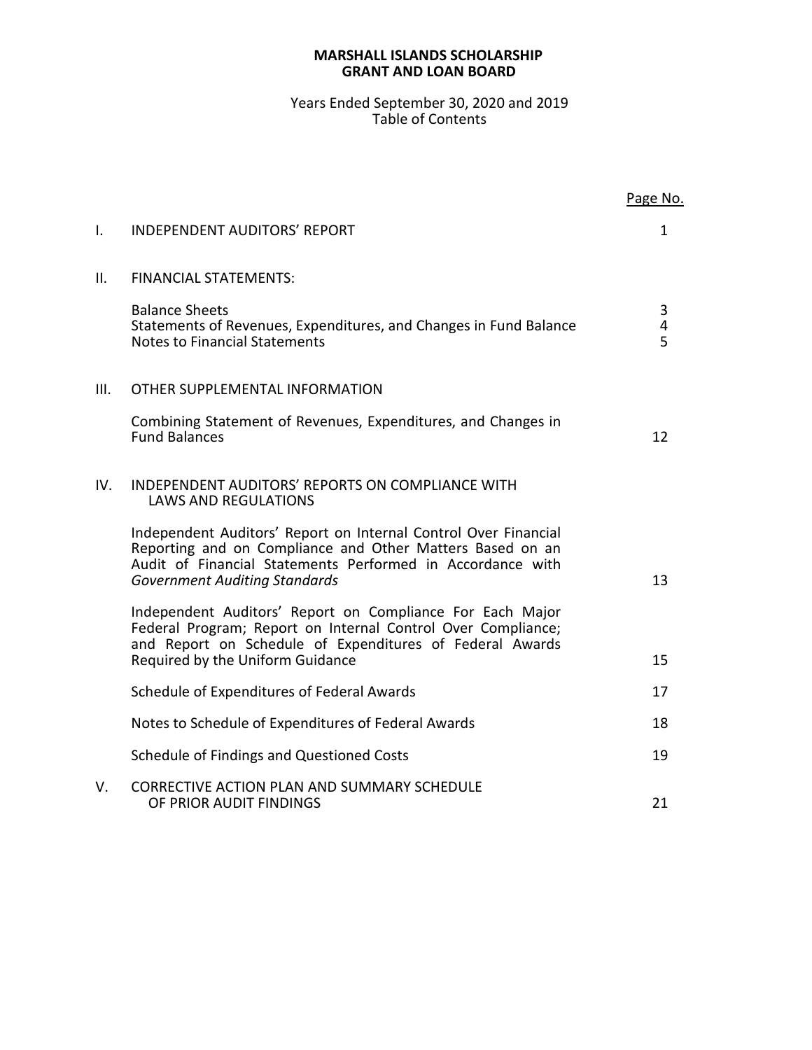**MARSHALL ISLANDS SCHOLARSHIP**
**GRANT AND LOAN BOARD**

Years Ended September 30, 2020 and 2019
Table of Contents

| | | Page No. |
|---|---|---|
| I. | INDEPENDENT AUDITORS' REPORT | 1 |
| II. | FINANCIAL STATEMENTS: | |
| | Balance Sheets | 3 |
| | Statements of Revenues, Expenditures, and Changes in Fund Balance | 4 |
| | Notes to Financial Statements | 5 |
| III. | OTHER SUPPLEMENTAL INFORMATION | |
| | Combining Statement of Revenues, Expenditures, and Changes in Fund Balances | 12 |
| IV. | INDEPENDENT AUDITORS' REPORTS ON COMPLIANCE WITH LAWS AND REGULATIONS | |
| | Independent Auditors' Report on Internal Control Over Financial Reporting and on Compliance and Other Matters Based on an Audit of Financial Statements Performed in Accordance with *Government Auditing Standards* | 13 |
| | Independent Auditors' Report on Compliance For Each Major Federal Program; Report on Internal Control Over Compliance; and Report on Schedule of Expenditures of Federal Awards Required by the Uniform Guidance | 15 |
| | Schedule of Expenditures of Federal Awards | 17 |
| | Notes to Schedule of Expenditures of Federal Awards | 18 |
| | Schedule of Findings and Questioned Costs | 19 |
| V. | CORRECTIVE ACTION PLAN AND SUMMARY SCHEDULE OF PRIOR AUDIT FINDINGS | 21 |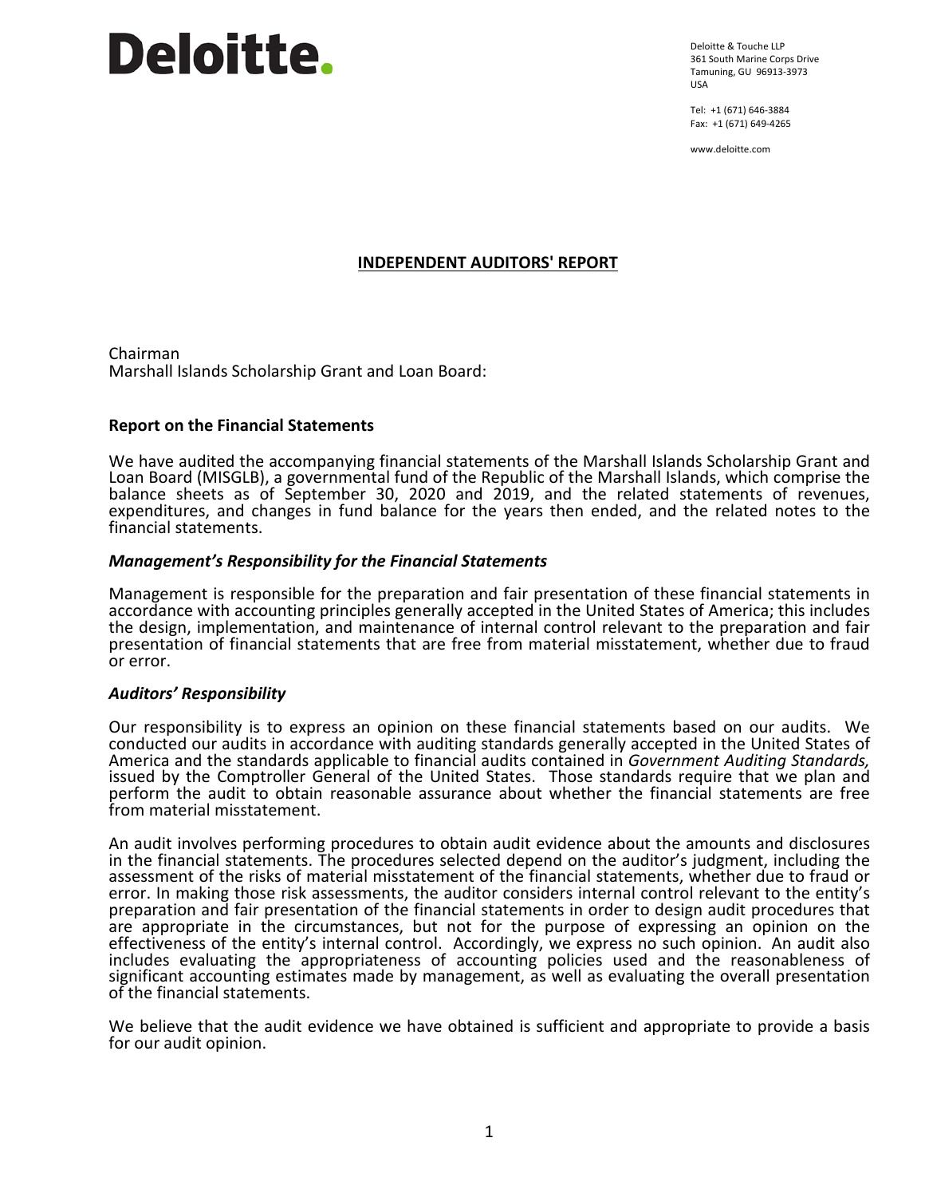Deloitte.

Deloitte & Touche LLP
361 South Marine Corps Drive
Tamuning, GU 96913-3973
USA

Tel: +1 (671) 646-3884
Fax: +1 (671) 649-4265

www.deloitte.com

## INDEPENDENT AUDITORS' REPORT

Chairman
Marshall Islands Scholarship Grant and Loan Board:

### Report on the Financial Statements

We have audited the accompanying financial statements of the Marshall Islands Scholarship Grant and Loan Board (MISGLB), a governmental fund of the Republic of the Marshall Islands, which comprise the balance sheets as of September 30, 2020 and 2019, and the related statements of revenues, expenditures, and changes in fund balance for the years then ended, and the related notes to the financial statements.

#### *Management's Responsibility for the Financial Statements*

Management is responsible for the preparation and fair presentation of these financial statements in accordance with accounting principles generally accepted in the United States of America; this includes the design, implementation, and maintenance of internal control relevant to the preparation and fair presentation of financial statements that are free from material misstatement, whether due to fraud or error.

#### *Auditors' Responsibility*

Our responsibility is to express an opinion on these financial statements based on our audits. We conducted our audits in accordance with auditing standards generally accepted in the United States of America and the standards applicable to financial audits contained in *Government Auditing Standards,* issued by the Comptroller General of the United States. Those standards require that we plan and perform the audit to obtain reasonable assurance about whether the financial statements are free from material misstatement.

An audit involves performing procedures to obtain audit evidence about the amounts and disclosures in the financial statements. The procedures selected depend on the auditor's judgment, including the assessment of the risks of material misstatement of the financial statements, whether due to fraud or error. In making those risk assessments, the auditor considers internal control relevant to the entity's preparation and fair presentation of the financial statements in order to design audit procedures that are appropriate in the circumstances, but not for the purpose of expressing an opinion on the effectiveness of the entity's internal control. Accordingly, we express no such opinion. An audit also includes evaluating the appropriateness of accounting policies used and the reasonableness of significant accounting estimates made by management, as well as evaluating the overall presentation of the financial statements.

We believe that the audit evidence we have obtained is sufficient and appropriate to provide a basis for our audit opinion.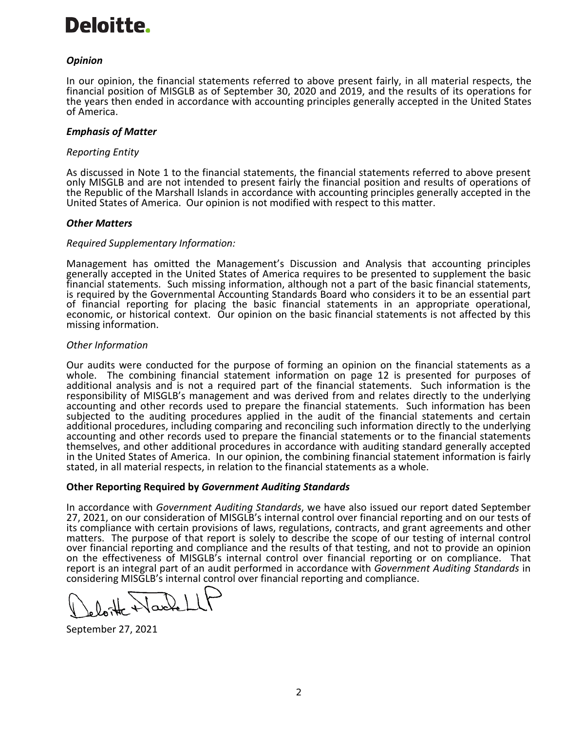**Deloitte.**

### *Opinion*

In our opinion, the financial statements referred to above present fairly, in all material respects, the financial position of MISGLB as of September 30, 2020 and 2019, and the results of its operations for the years then ended in accordance with accounting principles generally accepted in the United States of America.

### *Emphasis of Matter*

*Reporting Entity*

As discussed in Note 1 to the financial statements, the financial statements referred to above present only MISGLB and are not intended to present fairly the financial position and results of operations of the Republic of the Marshall Islands in accordance with accounting principles generally accepted in the United States of America. Our opinion is not modified with respect to this matter.

### *Other Matters*

*Required Supplementary Information:*

Management has omitted the Management's Discussion and Analysis that accounting principles generally accepted in the United States of America requires to be presented to supplement the basic financial statements. Such missing information, although not a part of the basic financial statements, is required by the Governmental Accounting Standards Board who considers it to be an essential part of financial reporting for placing the basic financial statements in an appropriate operational, economic, or historical context. Our opinion on the basic financial statements is not affected by this missing information.

*Other Information*

Our audits were conducted for the purpose of forming an opinion on the financial statements as a whole. The combining financial statement information on page 12 is presented for purposes of additional analysis and is not a required part of the financial statements. Such information is the responsibility of MISGLB's management and was derived from and relates directly to the underlying accounting and other records used to prepare the financial statements. Such information has been subjected to the auditing procedures applied in the audit of the financial statements and certain additional procedures, including comparing and reconciling such information directly to the underlying accounting and other records used to prepare the financial statements or to the financial statements themselves, and other additional procedures in accordance with auditing standard generally accepted in the United States of America. In our opinion, the combining financial statement information is fairly stated, in all material respects, in relation to the financial statements as a whole.

### Other Reporting Required by *Government Auditing Standards*

In accordance with *Government Auditing Standards*, we have also issued our report dated September 27, 2021, on our consideration of MISGLB's internal control over financial reporting and on our tests of its compliance with certain provisions of laws, regulations, contracts, and grant agreements and other matters. The purpose of that report is solely to describe the scope of our testing of internal control over financial reporting and compliance and the results of that testing, and not to provide an opinion on the effectiveness of MISGLB's internal control over financial reporting or on compliance. That report is an integral part of an audit performed in accordance with *Government Auditing Standards* in considering MISGLB's internal control over financial reporting and compliance.

Deloitte & Touche LLP

September 27, 2021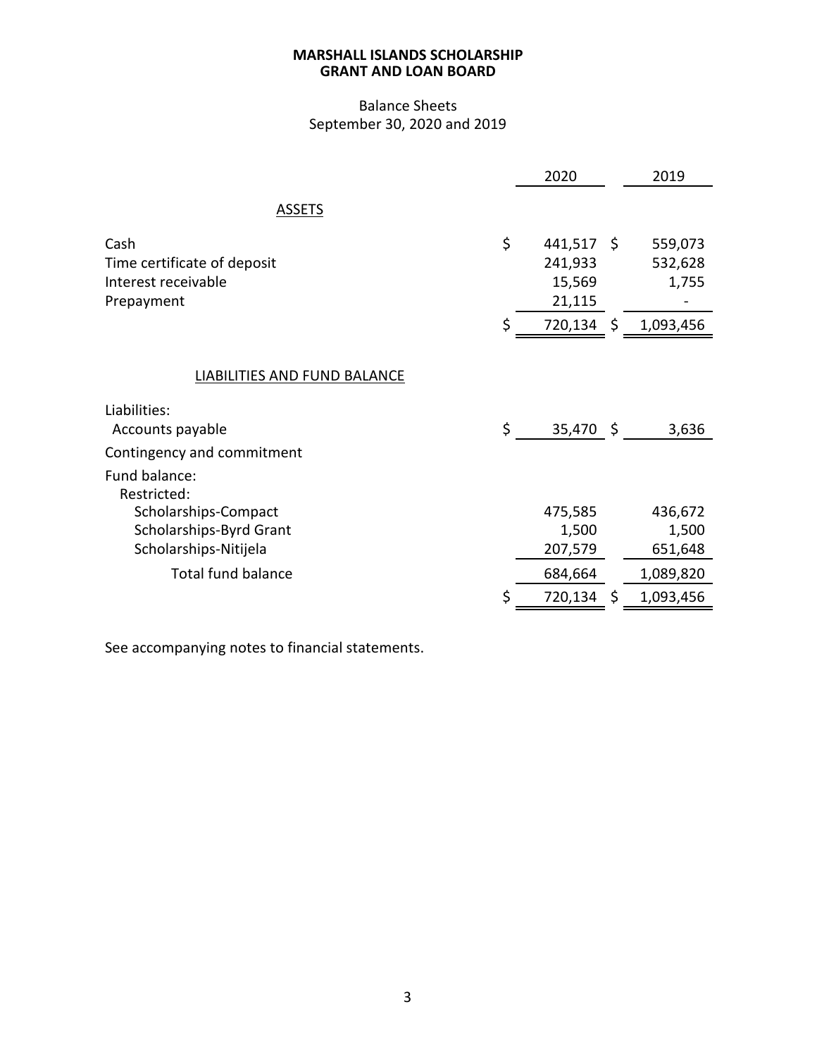**MARSHALL ISLANDS SCHOLARSHIP**
**GRANT AND LOAN BOARD**

Balance Sheets
September 30, 2020 and 2019

| | 2020 | 2019 |
|---|---|---|
| **ASSETS** | | |
| Cash | $ 441,517 | $ 559,073 |
| Time certificate of deposit | 241,933 | 532,628 |
| Interest receivable | 15,569 | 1,755 |
| Prepayment | 21,115 | - |
| | $ 720,134 | $ 1,093,456 |
| **LIABILITIES AND FUND BALANCE** | | |
| Liabilities: | | |
| Accounts payable | $ 35,470 | $ 3,636 |
| Contingency and commitment | | |
| Fund balance: | | |
| Restricted: | | |
| Scholarships-Compact | 475,585 | 436,672 |
| Scholarships-Byrd Grant | 1,500 | 1,500 |
| Scholarships-Nitijela | 207,579 | 651,648 |
| Total fund balance | 684,664 | 1,089,820 |
| | $ 720,134 | $ 1,093,456 |

See accompanying notes to financial statements.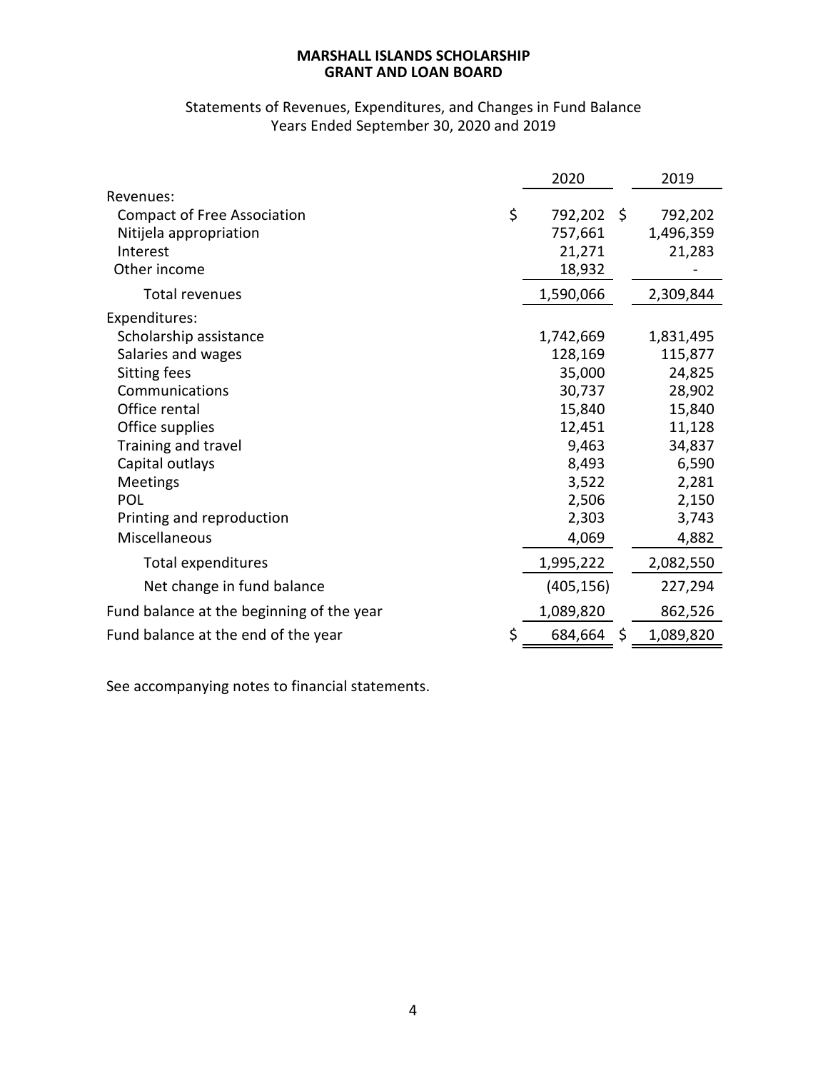**MARSHALL ISLANDS SCHOLARSHIP GRANT AND LOAN BOARD**

Statements of Revenues, Expenditures, and Changes in Fund Balance
Years Ended September 30, 2020 and 2019

| | 2020 | 2019 |
|---|---|---|
| Revenues: | | |
| Compact of Free Association | $ 792,202 | $ 792,202 |
| Nitijela appropriation | 757,661 | 1,496,359 |
| Interest | 21,271 | 21,283 |
| Other income | 18,932 | - |
| Total revenues | 1,590,066 | 2,309,844 |
| Expenditures: | | |
| Scholarship assistance | 1,742,669 | 1,831,495 |
| Salaries and wages | 128,169 | 115,877 |
| Sitting fees | 35,000 | 24,825 |
| Communications | 30,737 | 28,902 |
| Office rental | 15,840 | 15,840 |
| Office supplies | 12,451 | 11,128 |
| Training and travel | 9,463 | 34,837 |
| Capital outlays | 8,493 | 6,590 |
| Meetings | 3,522 | 2,281 |
| POL | 2,506 | 2,150 |
| Printing and reproduction | 2,303 | 3,743 |
| Miscellaneous | 4,069 | 4,882 |
| Total expenditures | 1,995,222 | 2,082,550 |
| Net change in fund balance | (405,156) | 227,294 |
| Fund balance at the beginning of the year | 1,089,820 | 862,526 |
| Fund balance at the end of the year | $ 684,664 | $ 1,089,820 |

See accompanying notes to financial statements.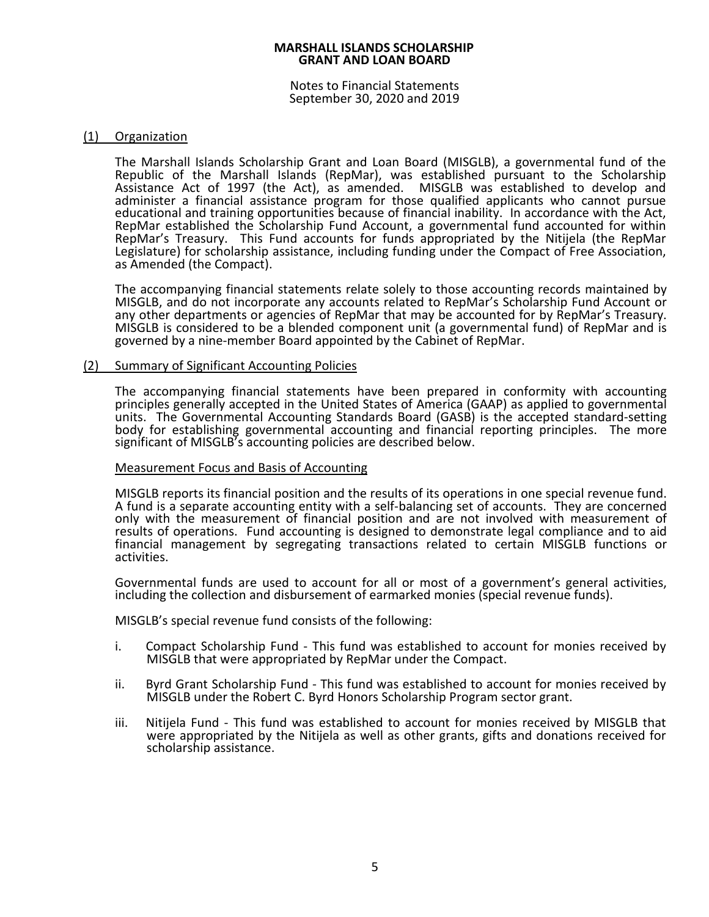# MARSHALL ISLANDS SCHOLARSHIP GRANT AND LOAN BOARD

Notes to Financial Statements
September 30, 2020 and 2019

## (1) Organization

The Marshall Islands Scholarship Grant and Loan Board (MISGLB), a governmental fund of the Republic of the Marshall Islands (RepMar), was established pursuant to the Scholarship Assistance Act of 1997 (the Act), as amended. MISGLB was established to develop and administer a financial assistance program for those qualified applicants who cannot pursue educational and training opportunities because of financial inability. In accordance with the Act, RepMar established the Scholarship Fund Account, a governmental fund accounted for within RepMar's Treasury. This Fund accounts for funds appropriated by the Nitijela (the RepMar Legislature) for scholarship assistance, including funding under the Compact of Free Association, as Amended (the Compact).

The accompanying financial statements relate solely to those accounting records maintained by MISGLB, and do not incorporate any accounts related to RepMar's Scholarship Fund Account or any other departments or agencies of RepMar that may be accounted for by RepMar's Treasury. MISGLB is considered to be a blended component unit (a governmental fund) of RepMar and is governed by a nine-member Board appointed by the Cabinet of RepMar.

## (2) Summary of Significant Accounting Policies

The accompanying financial statements have been prepared in conformity with accounting principles generally accepted in the United States of America (GAAP) as applied to governmental units. The Governmental Accounting Standards Board (GASB) is the accepted standard-setting body for establishing governmental accounting and financial reporting principles. The more significant of MISGLB's accounting policies are described below.

### Measurement Focus and Basis of Accounting

MISGLB reports its financial position and the results of its operations in one special revenue fund. A fund is a separate accounting entity with a self-balancing set of accounts. They are concerned only with the measurement of financial position and are not involved with measurement of results of operations. Fund accounting is designed to demonstrate legal compliance and to aid financial management by segregating transactions related to certain MISGLB functions or activities.

Governmental funds are used to account for all or most of a government's general activities, including the collection and disbursement of earmarked monies (special revenue funds).

MISGLB's special revenue fund consists of the following:

i. Compact Scholarship Fund - This fund was established to account for monies received by MISGLB that were appropriated by RepMar under the Compact.

ii. Byrd Grant Scholarship Fund - This fund was established to account for monies received by MISGLB under the Robert C. Byrd Honors Scholarship Program sector grant.

iii. Nitijela Fund - This fund was established to account for monies received by MISGLB that were appropriated by the Nitijela as well as other grants, gifts and donations received for scholarship assistance.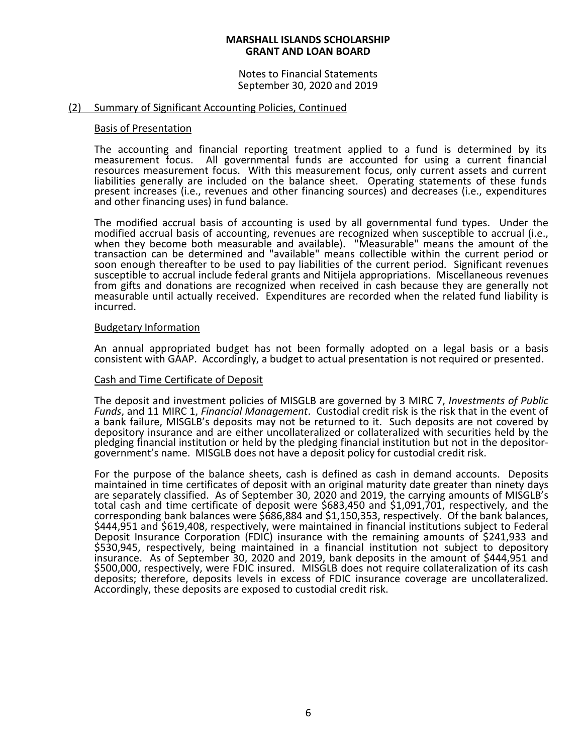**MARSHALL ISLANDS SCHOLARSHIP GRANT AND LOAN BOARD**

Notes to Financial Statements
September 30, 2020 and 2019

## (2) Summary of Significant Accounting Policies, Continued

### Basis of Presentation

The accounting and financial reporting treatment applied to a fund is determined by its measurement focus. All governmental funds are accounted for using a current financial resources measurement focus. With this measurement focus, only current assets and current liabilities generally are included on the balance sheet. Operating statements of these funds present increases (i.e., revenues and other financing sources) and decreases (i.e., expenditures and other financing uses) in fund balance.

The modified accrual basis of accounting is used by all governmental fund types. Under the modified accrual basis of accounting, revenues are recognized when susceptible to accrual (i.e., when they become both measurable and available). "Measurable" means the amount of the transaction can be determined and "available" means collectible within the current period or soon enough thereafter to be used to pay liabilities of the current period. Significant revenues susceptible to accrual include federal grants and Nitijela appropriations. Miscellaneous revenues from gifts and donations are recognized when received in cash because they are generally not measurable until actually received. Expenditures are recorded when the related fund liability is incurred.

### Budgetary Information

An annual appropriated budget has not been formally adopted on a legal basis or a basis consistent with GAAP. Accordingly, a budget to actual presentation is not required or presented.

### Cash and Time Certificate of Deposit

The deposit and investment policies of MISGLB are governed by 3 MIRC 7, *Investments of Public Funds*, and 11 MIRC 1, *Financial Management*. Custodial credit risk is the risk that in the event of a bank failure, MISGLB's deposits may not be returned to it. Such deposits are not covered by depository insurance and are either uncollateralized or collateralized with securities held by the pledging financial institution or held by the pledging financial institution but not in the depositor-government's name. MISGLB does not have a deposit policy for custodial credit risk.

For the purpose of the balance sheets, cash is defined as cash in demand accounts. Deposits maintained in time certificates of deposit with an original maturity date greater than ninety days are separately classified. As of September 30, 2020 and 2019, the carrying amounts of MISGLB's total cash and time certificate of deposit were $683,450 and $1,091,701, respectively, and the corresponding bank balances were $686,884 and $1,150,353, respectively. Of the bank balances, $444,951 and $619,408, respectively, were maintained in financial institutions subject to Federal Deposit Insurance Corporation (FDIC) insurance with the remaining amounts of $241,933 and $530,945, respectively, being maintained in a financial institution not subject to depository insurance. As of September 30, 2020 and 2019, bank deposits in the amount of $444,951 and $500,000, respectively, were FDIC insured. MISGLB does not require collateralization of its cash deposits; therefore, deposits levels in excess of FDIC insurance coverage are uncollateralized. Accordingly, these deposits are exposed to custodial credit risk.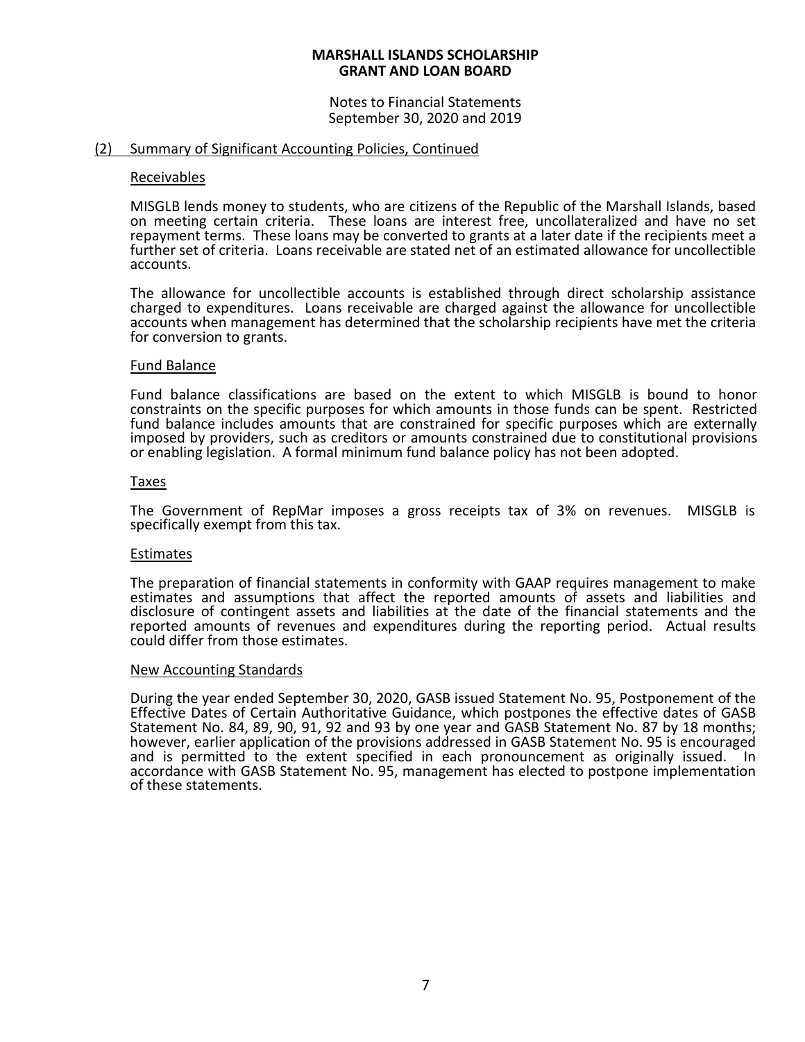## (2) Summary of Significant Accounting Policies, Continued

### Receivables

MISGLB lends money to students, who are citizens of the Republic of the Marshall Islands, based on meeting certain criteria. These loans are interest free, uncollateralized and have no set repayment terms. These loans may be converted to grants at a later date if the recipients meet a further set of criteria. Loans receivable are stated net of an estimated allowance for uncollectible accounts.

The allowance for uncollectible accounts is established through direct scholarship assistance charged to expenditures. Loans receivable are charged against the allowance for uncollectible accounts when management has determined that the scholarship recipients have met the criteria for conversion to grants.

### Fund Balance

Fund balance classifications are based on the extent to which MISGLB is bound to honor constraints on the specific purposes for which amounts in those funds can be spent. Restricted fund balance includes amounts that are constrained for specific purposes which are externally imposed by providers, such as creditors or amounts constrained due to constitutional provisions or enabling legislation. A formal minimum fund balance policy has not been adopted.

### Taxes

The Government of RepMar imposes a gross receipts tax of 3% on revenues. MISGLB is specifically exempt from this tax.

### Estimates

The preparation of financial statements in conformity with GAAP requires management to make estimates and assumptions that affect the reported amounts of assets and liabilities and disclosure of contingent assets and liabilities at the date of the financial statements and the reported amounts of revenues and expenditures during the reporting period. Actual results could differ from those estimates.

### New Accounting Standards

During the year ended September 30, 2020, GASB issued Statement No. 95, Postponement of the Effective Dates of Certain Authoritative Guidance, which postpones the effective dates of GASB Statement No. 84, 89, 90, 91, 92 and 93 by one year and GASB Statement No. 87 by 18 months; however, earlier application of the provisions addressed in GASB Statement No. 95 is encouraged and is permitted to the extent specified in each pronouncement as originally issued. In accordance with GASB Statement No. 95, management has elected to postpone implementation of these statements.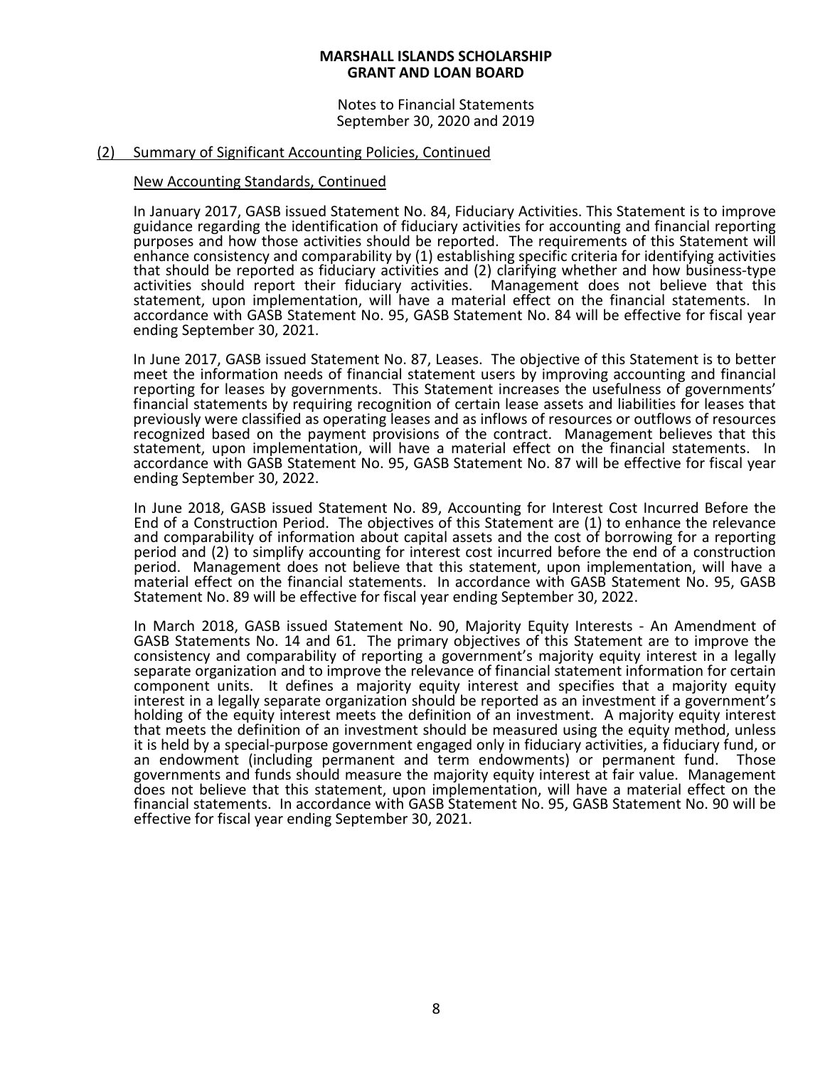## (2) Summary of Significant Accounting Policies, Continued

### New Accounting Standards, Continued

In January 2017, GASB issued Statement No. 84, Fiduciary Activities. This Statement is to improve guidance regarding the identification of fiduciary activities for accounting and financial reporting purposes and how those activities should be reported. The requirements of this Statement will enhance consistency and comparability by (1) establishing specific criteria for identifying activities that should be reported as fiduciary activities and (2) clarifying whether and how business-type activities should report their fiduciary activities. Management does not believe that this statement, upon implementation, will have a material effect on the financial statements. In accordance with GASB Statement No. 95, GASB Statement No. 84 will be effective for fiscal year ending September 30, 2021.

In June 2017, GASB issued Statement No. 87, Leases. The objective of this Statement is to better meet the information needs of financial statement users by improving accounting and financial reporting for leases by governments. This Statement increases the usefulness of governments' financial statements by requiring recognition of certain lease assets and liabilities for leases that previously were classified as operating leases and as inflows of resources or outflows of resources recognized based on the payment provisions of the contract. Management believes that this statement, upon implementation, will have a material effect on the financial statements. In accordance with GASB Statement No. 95, GASB Statement No. 87 will be effective for fiscal year ending September 30, 2022.

In June 2018, GASB issued Statement No. 89, Accounting for Interest Cost Incurred Before the End of a Construction Period. The objectives of this Statement are (1) to enhance the relevance and comparability of information about capital assets and the cost of borrowing for a reporting period and (2) to simplify accounting for interest cost incurred before the end of a construction period. Management does not believe that this statement, upon implementation, will have a material effect on the financial statements. In accordance with GASB Statement No. 95, GASB Statement No. 89 will be effective for fiscal year ending September 30, 2022.

In March 2018, GASB issued Statement No. 90, Majority Equity Interests - An Amendment of GASB Statements No. 14 and 61. The primary objectives of this Statement are to improve the consistency and comparability of reporting a government's majority equity interest in a legally separate organization and to improve the relevance of financial statement information for certain component units. It defines a majority equity interest and specifies that a majority equity interest in a legally separate organization should be reported as an investment if a government's holding of the equity interest meets the definition of an investment. A majority equity interest that meets the definition of an investment should be measured using the equity method, unless it is held by a special-purpose government engaged only in fiduciary activities, a fiduciary fund, or an endowment (including permanent and term endowments) or permanent fund. Those governments and funds should measure the majority equity interest at fair value. Management does not believe that this statement, upon implementation, will have a material effect on the financial statements. In accordance with GASB Statement No. 95, GASB Statement No. 90 will be effective for fiscal year ending September 30, 2021.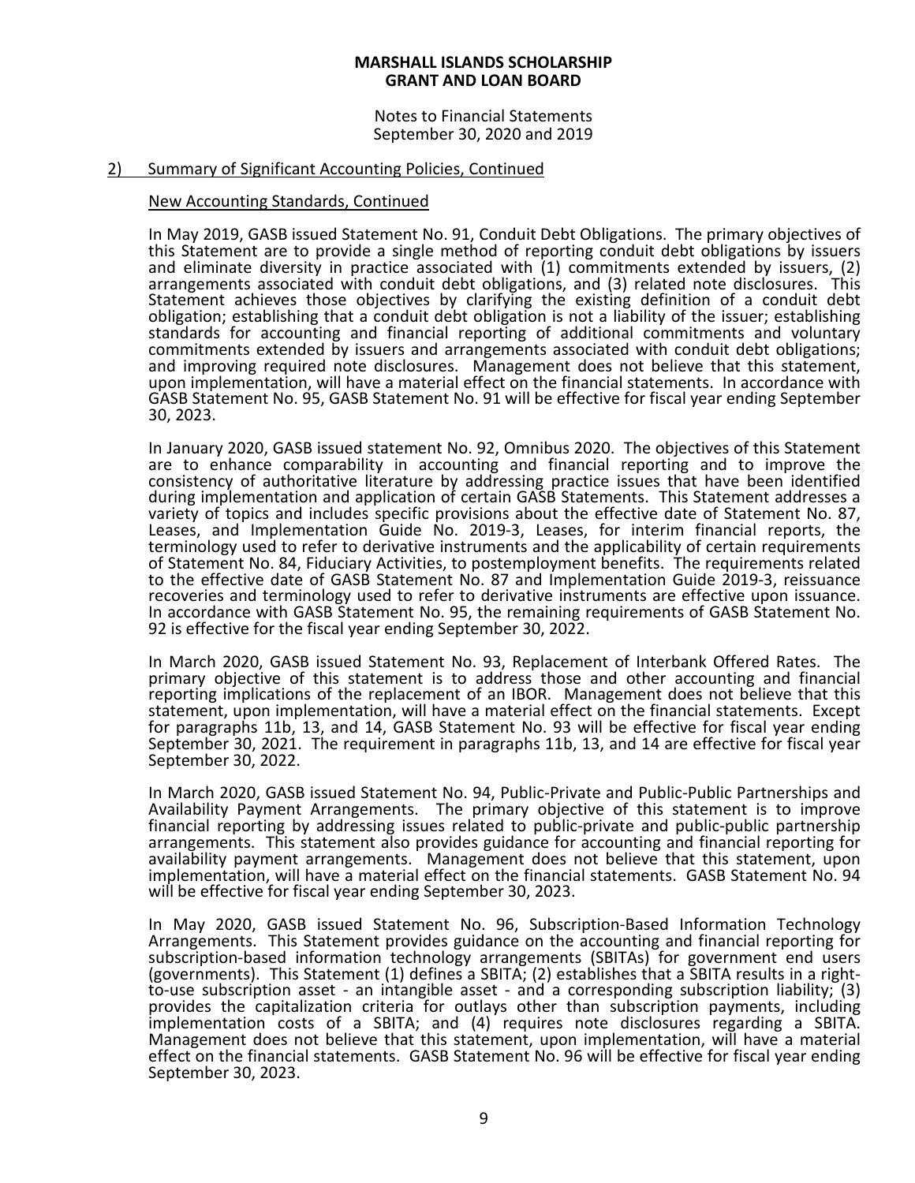## 2) Summary of Significant Accounting Policies, Continued

### New Accounting Standards, Continued

In May 2019, GASB issued Statement No. 91, Conduit Debt Obligations. The primary objectives of this Statement are to provide a single method of reporting conduit debt obligations by issuers and eliminate diversity in practice associated with (1) commitments extended by issuers, (2) arrangements associated with conduit debt obligations, and (3) related note disclosures. This Statement achieves those objectives by clarifying the existing definition of a conduit debt obligation; establishing that a conduit debt obligation is not a liability of the issuer; establishing standards for accounting and financial reporting of additional commitments and voluntary commitments extended by issuers and arrangements associated with conduit debt obligations; and improving required note disclosures. Management does not believe that this statement, upon implementation, will have a material effect on the financial statements. In accordance with GASB Statement No. 95, GASB Statement No. 91 will be effective for fiscal year ending September 30, 2023.

In January 2020, GASB issued statement No. 92, Omnibus 2020. The objectives of this Statement are to enhance comparability in accounting and financial reporting and to improve the consistency of authoritative literature by addressing practice issues that have been identified during implementation and application of certain GASB Statements. This Statement addresses a variety of topics and includes specific provisions about the effective date of Statement No. 87, Leases, and Implementation Guide No. 2019-3, Leases, for interim financial reports, the terminology used to refer to derivative instruments and the applicability of certain requirements of Statement No. 84, Fiduciary Activities, to postemployment benefits. The requirements related to the effective date of GASB Statement No. 87 and Implementation Guide 2019-3, reissuance recoveries and terminology used to refer to derivative instruments are effective upon issuance. In accordance with GASB Statement No. 95, the remaining requirements of GASB Statement No. 92 is effective for the fiscal year ending September 30, 2022.

In March 2020, GASB issued Statement No. 93, Replacement of Interbank Offered Rates. The primary objective of this statement is to address those and other accounting and financial reporting implications of the replacement of an IBOR. Management does not believe that this statement, upon implementation, will have a material effect on the financial statements. Except for paragraphs 11b, 13, and 14, GASB Statement No. 93 will be effective for fiscal year ending September 30, 2021. The requirement in paragraphs 11b, 13, and 14 are effective for fiscal year September 30, 2022.

In March 2020, GASB issued Statement No. 94, Public-Private and Public-Public Partnerships and Availability Payment Arrangements. The primary objective of this statement is to improve financial reporting by addressing issues related to public-private and public-public partnership arrangements. This statement also provides guidance for accounting and financial reporting for availability payment arrangements. Management does not believe that this statement, upon implementation, will have a material effect on the financial statements. GASB Statement No. 94 will be effective for fiscal year ending September 30, 2023.

In May 2020, GASB issued Statement No. 96, Subscription-Based Information Technology Arrangements. This Statement provides guidance on the accounting and financial reporting for subscription-based information technology arrangements (SBITAs) for government end users (governments). This Statement (1) defines a SBITA; (2) establishes that a SBITA results in a right-to-use subscription asset - an intangible asset - and a corresponding subscription liability; (3) provides the capitalization criteria for outlays other than subscription payments, including implementation costs of a SBITA; and (4) requires note disclosures regarding a SBITA. Management does not believe that this statement, upon implementation, will have a material effect on the financial statements. GASB Statement No. 96 will be effective for fiscal year ending September 30, 2023.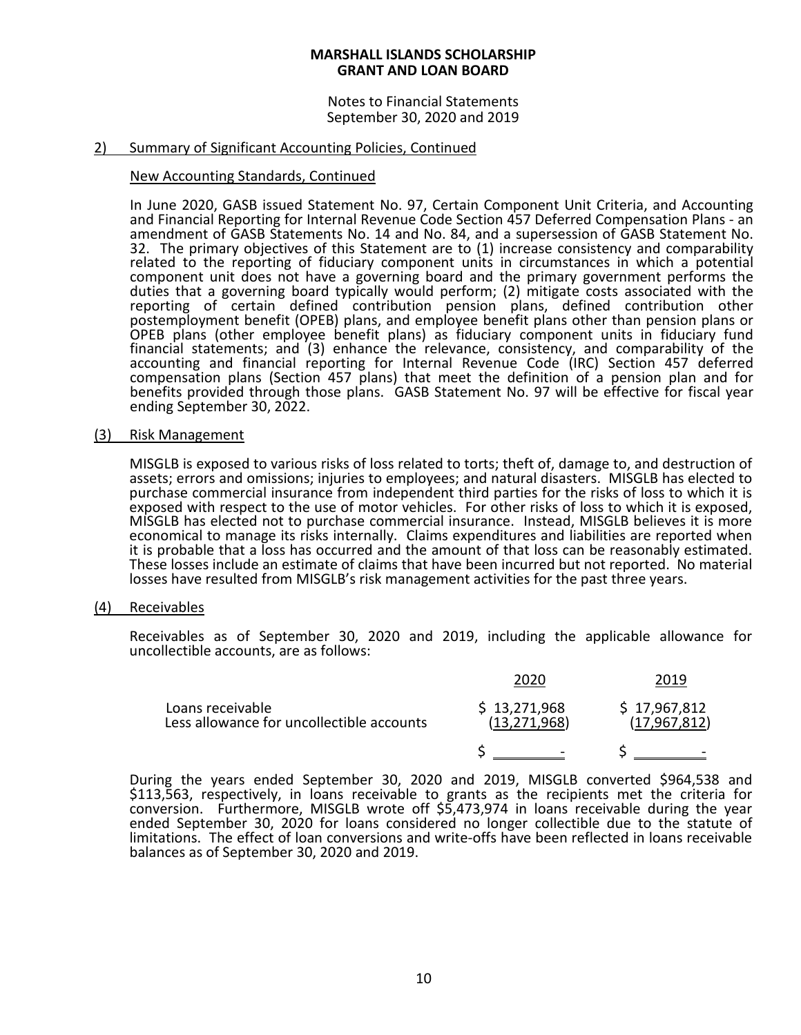**MARSHALL ISLANDS SCHOLARSHIP GRANT AND LOAN BOARD**

Notes to Financial Statements
September 30, 2020 and 2019

## 2) Summary of Significant Accounting Policies, Continued

### New Accounting Standards, Continued

In June 2020, GASB issued Statement No. 97, Certain Component Unit Criteria, and Accounting and Financial Reporting for Internal Revenue Code Section 457 Deferred Compensation Plans - an amendment of GASB Statements No. 14 and No. 84, and a supersession of GASB Statement No. 32. The primary objectives of this Statement are to (1) increase consistency and comparability related to the reporting of fiduciary component units in circumstances in which a potential component unit does not have a governing board and the primary government performs the duties that a governing board typically would perform; (2) mitigate costs associated with the reporting of certain defined contribution pension plans, defined contribution other postemployment benefit (OPEB) plans, and employee benefit plans other than pension plans or OPEB plans (other employee benefit plans) as fiduciary component units in fiduciary fund financial statements; and (3) enhance the relevance, consistency, and comparability of the accounting and financial reporting for Internal Revenue Code (IRC) Section 457 deferred compensation plans (Section 457 plans) that meet the definition of a pension plan and for benefits provided through those plans. GASB Statement No. 97 will be effective for fiscal year ending September 30, 2022.

## (3) Risk Management

MISGLB is exposed to various risks of loss related to torts; theft of, damage to, and destruction of assets; errors and omissions; injuries to employees; and natural disasters. MISGLB has elected to purchase commercial insurance from independent third parties for the risks of loss to which it is exposed with respect to the use of motor vehicles. For other risks of loss to which it is exposed, MISGLB has elected not to purchase commercial insurance. Instead, MISGLB believes it is more economical to manage its risks internally. Claims expenditures and liabilities are reported when it is probable that a loss has occurred and the amount of that loss can be reasonably estimated. These losses include an estimate of claims that have been incurred but not reported. No material losses have resulted from MISGLB's risk management activities for the past three years.

## (4) Receivables

Receivables as of September 30, 2020 and 2019, including the applicable allowance for uncollectible accounts, are as follows:

| | 2020 | 2019 |
|---|---|---|
| Loans receivable | $ 13,271,968 | $ 17,967,812 |
| Less allowance for uncollectible accounts | (13,271,968) | (17,967,812) |
| | $ - | $ - |

During the years ended September 30, 2020 and 2019, MISGLB converted $964,538 and $113,563, respectively, in loans receivable to grants as the recipients met the criteria for conversion. Furthermore, MISGLB wrote off $5,473,974 in loans receivable during the year ended September 30, 2020 for loans considered no longer collectible due to the statute of limitations. The effect of loan conversions and write-offs have been reflected in loans receivable balances as of September 30, 2020 and 2019.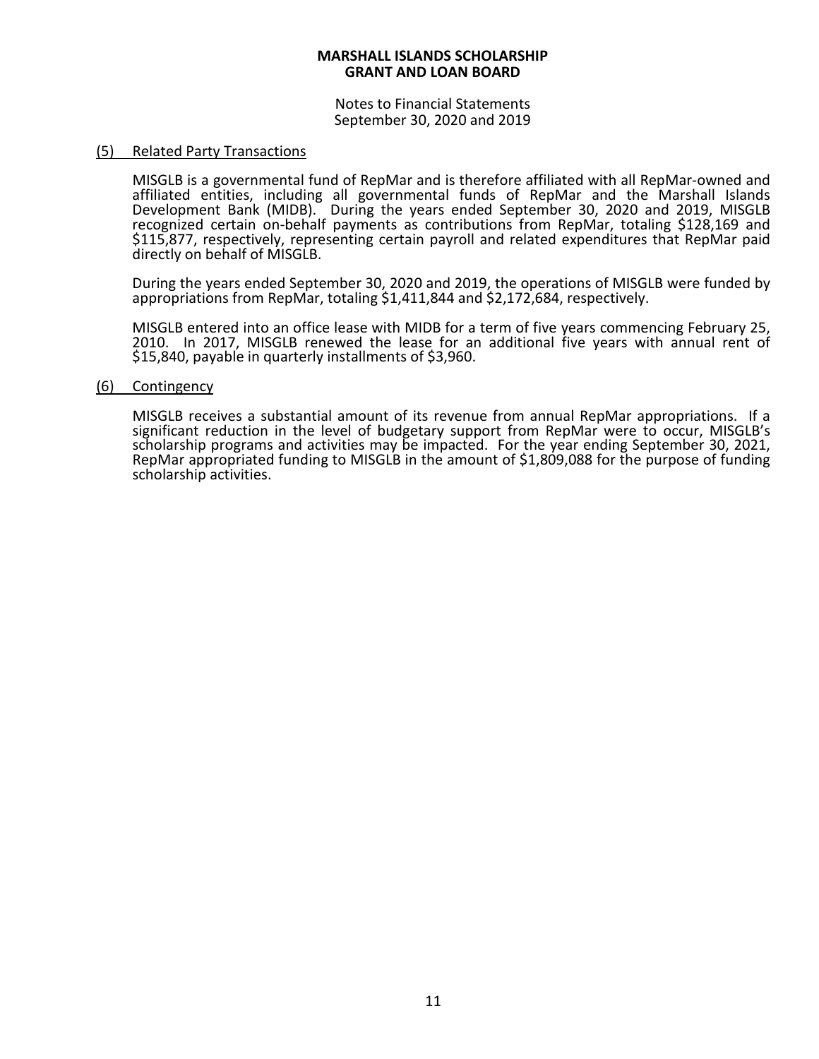**MARSHALL ISLANDS SCHOLARSHIP GRANT AND LOAN BOARD**

Notes to Financial Statements
September 30, 2020 and 2019

## (5) Related Party Transactions

MISGLB is a governmental fund of RepMar and is therefore affiliated with all RepMar-owned and affiliated entities, including all governmental funds of RepMar and the Marshall Islands Development Bank (MIDB). During the years ended September 30, 2020 and 2019, MISGLB recognized certain on-behalf payments as contributions from RepMar, totaling $128,169 and $115,877, respectively, representing certain payroll and related expenditures that RepMar paid directly on behalf of MISGLB.

During the years ended September 30, 2020 and 2019, the operations of MISGLB were funded by appropriations from RepMar, totaling $1,411,844 and $2,172,684, respectively.

MISGLB entered into an office lease with MIDB for a term of five years commencing February 25, 2010. In 2017, MISGLB renewed the lease for an additional five years with annual rent of $15,840, payable in quarterly installments of $3,960.

## (6) Contingency

MISGLB receives a substantial amount of its revenue from annual RepMar appropriations. If a significant reduction in the level of budgetary support from RepMar were to occur, MISGLB's scholarship programs and activities may be impacted. For the year ending September 30, 2021, RepMar appropriated funding to MISGLB in the amount of $1,809,088 for the purpose of funding scholarship activities.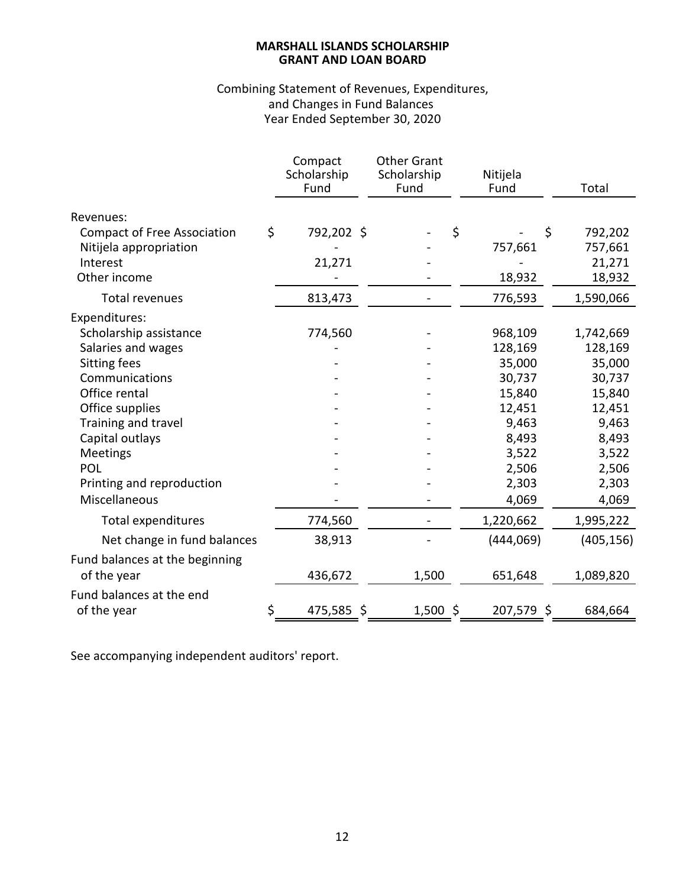**MARSHALL ISLANDS SCHOLARSHIP**
**GRANT AND LOAN BOARD**

Combining Statement of Revenues, Expenditures, and Changes in Fund Balances
Year Ended September 30, 2020

| | Compact Scholarship Fund | Other Grant Scholarship Fund | Nitijela Fund | Total |
|---|---|---|---|---|
| Revenues: | | | | |
| Compact of Free Association | $ 792,202 | $ - | $ - | $ 792,202 |
| Nitijela appropriation | - | - | 757,661 | 757,661 |
| Interest | 21,271 | - | - | 21,271 |
| Other income | - | - | 18,932 | 18,932 |
| Total revenues | 813,473 | - | 776,593 | 1,590,066 |
| Expenditures: | | | | |
| Scholarship assistance | 774,560 | - | 968,109 | 1,742,669 |
| Salaries and wages | - | - | 128,169 | 128,169 |
| Sitting fees | - | - | 35,000 | 35,000 |
| Communications | - | - | 30,737 | 30,737 |
| Office rental | - | - | 15,840 | 15,840 |
| Office supplies | - | - | 12,451 | 12,451 |
| Training and travel | - | - | 9,463 | 9,463 |
| Capital outlays | - | - | 8,493 | 8,493 |
| Meetings | - | - | 3,522 | 3,522 |
| POL | - | - | 2,506 | 2,506 |
| Printing and reproduction | - | - | 2,303 | 2,303 |
| Miscellaneous | - | - | 4,069 | 4,069 |
| Total expenditures | 774,560 | - | 1,220,662 | 1,995,222 |
| Net change in fund balances | 38,913 | - | (444,069) | (405,156) |
| Fund balances at the beginning of the year | 436,672 | 1,500 | 651,648 | 1,089,820 |
| Fund balances at the end of the year | $ 475,585 | $ 1,500 | $ 207,579 | $ 684,664 |

See accompanying independent auditors' report.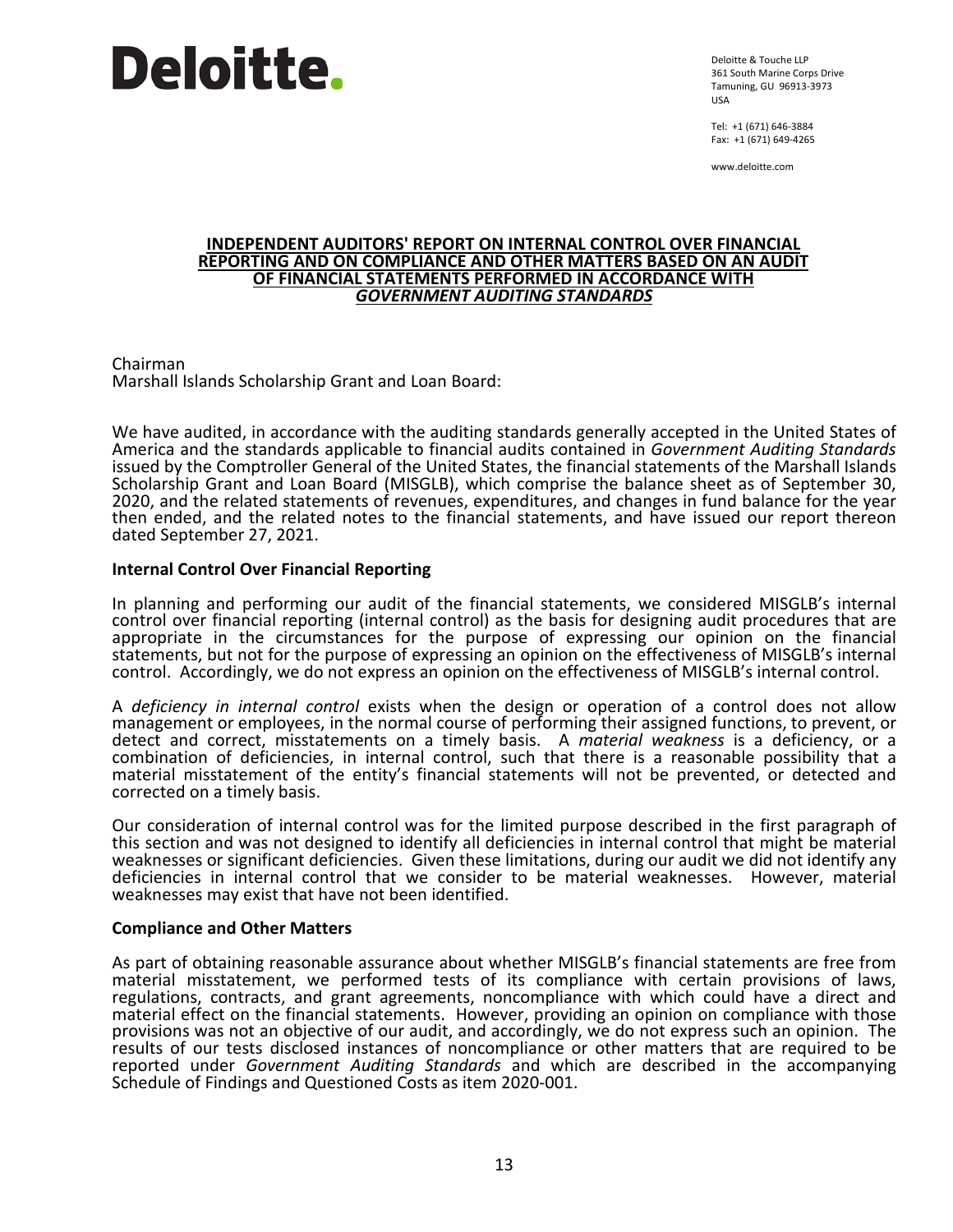Deloitte.

Deloitte & Touche LLP
361 South Marine Corps Drive
Tamuning, GU 96913-3973
USA

Tel: +1 (671) 646-3884
Fax: +1 (671) 649-4265

www.deloitte.com

## INDEPENDENT AUDITORS' REPORT ON INTERNAL CONTROL OVER FINANCIAL REPORTING AND ON COMPLIANCE AND OTHER MATTERS BASED ON AN AUDIT OF FINANCIAL STATEMENTS PERFORMED IN ACCORDANCE WITH *GOVERNMENT AUDITING STANDARDS*

Chairman
Marshall Islands Scholarship Grant and Loan Board:

We have audited, in accordance with the auditing standards generally accepted in the United States of America and the standards applicable to financial audits contained in *Government Auditing Standards* issued by the Comptroller General of the United States, the financial statements of the Marshall Islands Scholarship Grant and Loan Board (MISGLB), which comprise the balance sheet as of September 30, 2020, and the related statements of revenues, expenditures, and changes in fund balance for the year then ended, and the related notes to the financial statements, and have issued our report thereon dated September 27, 2021.

**Internal Control Over Financial Reporting**

In planning and performing our audit of the financial statements, we considered MISGLB's internal control over financial reporting (internal control) as the basis for designing audit procedures that are appropriate in the circumstances for the purpose of expressing our opinion on the financial statements, but not for the purpose of expressing an opinion on the effectiveness of MISGLB's internal control. Accordingly, we do not express an opinion on the effectiveness of MISGLB's internal control.

A *deficiency in internal control* exists when the design or operation of a control does not allow management or employees, in the normal course of performing their assigned functions, to prevent, or detect and correct, misstatements on a timely basis. A *material weakness* is a deficiency, or a combination of deficiencies, in internal control, such that there is a reasonable possibility that a material misstatement of the entity's financial statements will not be prevented, or detected and corrected on a timely basis.

Our consideration of internal control was for the limited purpose described in the first paragraph of this section and was not designed to identify all deficiencies in internal control that might be material weaknesses or significant deficiencies. Given these limitations, during our audit we did not identify any deficiencies in internal control that we consider to be material weaknesses. However, material weaknesses may exist that have not been identified.

**Compliance and Other Matters**

As part of obtaining reasonable assurance about whether MISGLB's financial statements are free from material misstatement, we performed tests of its compliance with certain provisions of laws, regulations, contracts, and grant agreements, noncompliance with which could have a direct and material effect on the financial statements. However, providing an opinion on compliance with those provisions was not an objective of our audit, and accordingly, we do not express such an opinion. The results of our tests disclosed instances of noncompliance or other matters that are required to be reported under *Government Auditing Standards* and which are described in the accompanying Schedule of Findings and Questioned Costs as item 2020-001.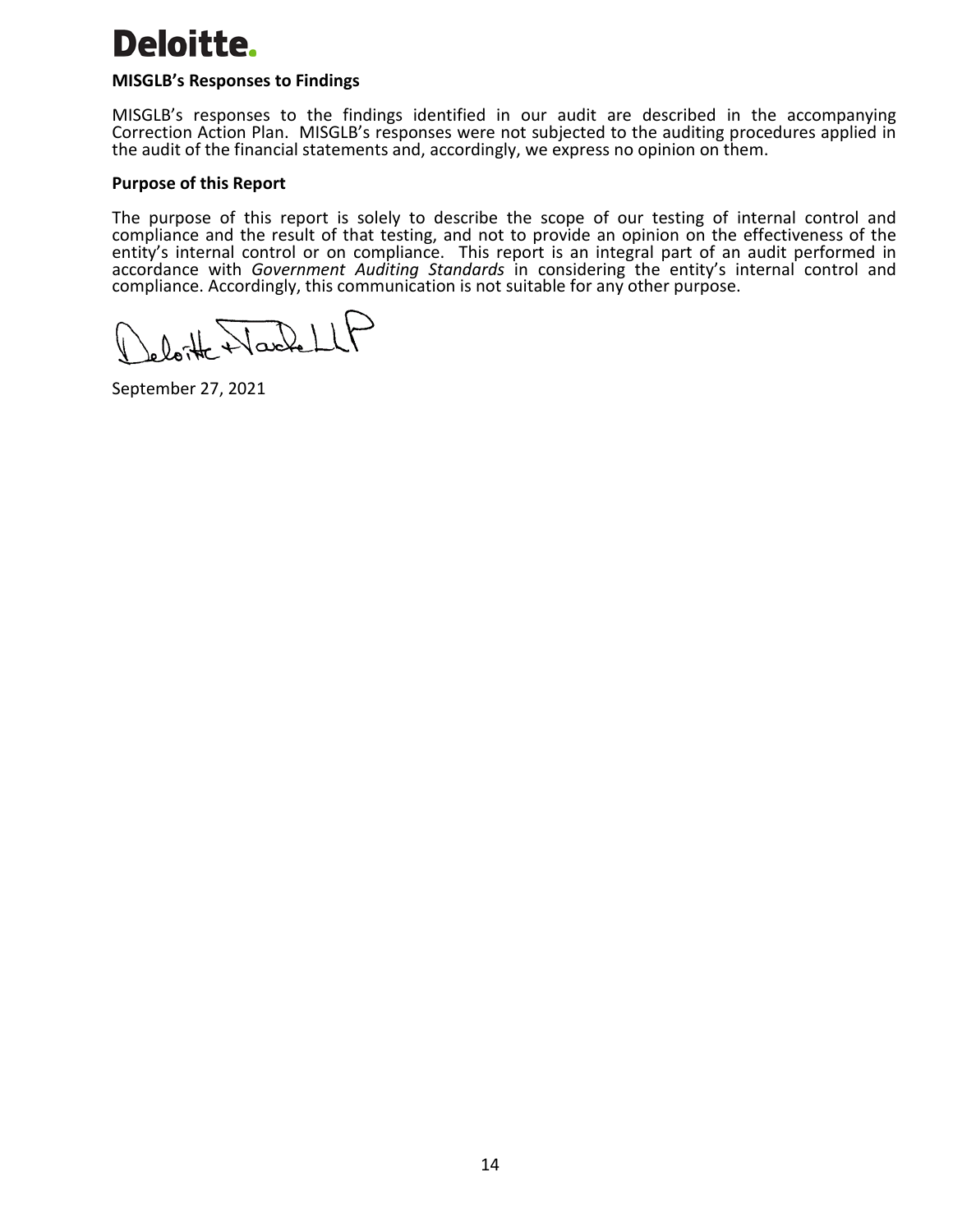**MISGLB's Responses to Findings**

MISGLB's responses to the findings identified in our audit are described in the accompanying Correction Action Plan. MISGLB's responses were not subjected to the auditing procedures applied in the audit of the financial statements and, accordingly, we express no opinion on them.

**Purpose of this Report**

The purpose of this report is solely to describe the scope of our testing of internal control and compliance and the result of that testing, and not to provide an opinion on the effectiveness of the entity's internal control or on compliance. This report is an integral part of an audit performed in accordance with *Government Auditing Standards* in considering the entity's internal control and compliance. Accordingly, this communication is not suitable for any other purpose.

Deloitte & Touche LLP

September 27, 2021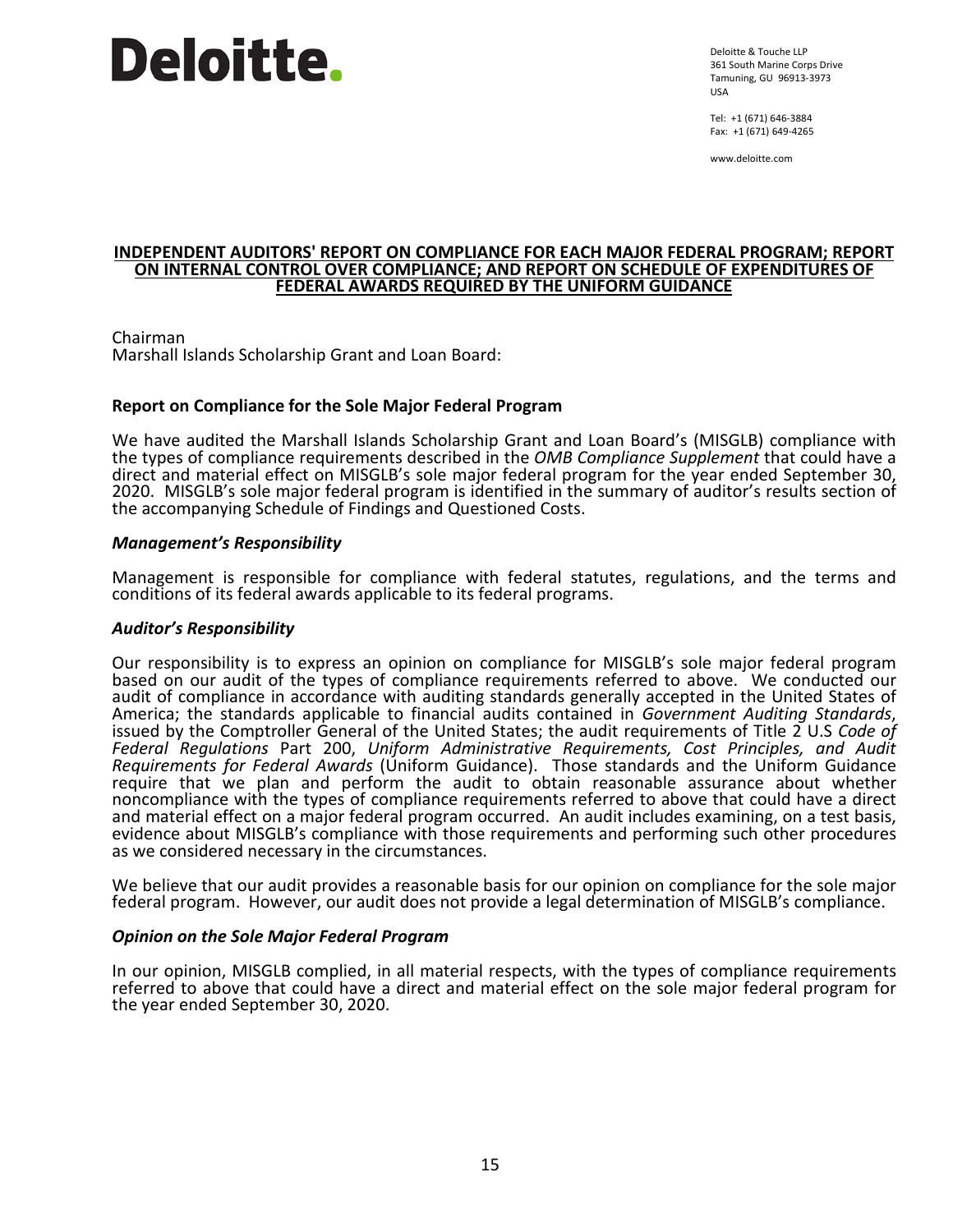Deloitte.

Deloitte & Touche LLP
361 South Marine Corps Drive
Tamuning, GU 96913-3973
USA

Tel: +1 (671) 646-3884
Fax: +1 (671) 649-4265

www.deloitte.com

# INDEPENDENT AUDITORS' REPORT ON COMPLIANCE FOR EACH MAJOR FEDERAL PROGRAM; REPORT ON INTERNAL CONTROL OVER COMPLIANCE; AND REPORT ON SCHEDULE OF EXPENDITURES OF FEDERAL AWARDS REQUIRED BY THE UNIFORM GUIDANCE

Chairman
Marshall Islands Scholarship Grant and Loan Board:

## Report on Compliance for the Sole Major Federal Program

We have audited the Marshall Islands Scholarship Grant and Loan Board's (MISGLB) compliance with the types of compliance requirements described in the *OMB Compliance Supplement* that could have a direct and material effect on MISGLB's sole major federal program for the year ended September 30, 2020. MISGLB's sole major federal program is identified in the summary of auditor's results section of the accompanying Schedule of Findings and Questioned Costs.

### *Management's Responsibility*

Management is responsible for compliance with federal statutes, regulations, and the terms and conditions of its federal awards applicable to its federal programs.

### *Auditor's Responsibility*

Our responsibility is to express an opinion on compliance for MISGLB's sole major federal program based on our audit of the types of compliance requirements referred to above. We conducted our audit of compliance in accordance with auditing standards generally accepted in the United States of America; the standards applicable to financial audits contained in *Government Auditing Standards*, issued by the Comptroller General of the United States; the audit requirements of Title 2 U.S *Code of Federal Regulations* Part 200, *Uniform Administrative Requirements, Cost Principles, and Audit Requirements for Federal Awards* (Uniform Guidance). Those standards and the Uniform Guidance require that we plan and perform the audit to obtain reasonable assurance about whether noncompliance with the types of compliance requirements referred to above that could have a direct and material effect on a major federal program occurred. An audit includes examining, on a test basis, evidence about MISGLB's compliance with those requirements and performing such other procedures as we considered necessary in the circumstances.

We believe that our audit provides a reasonable basis for our opinion on compliance for the sole major federal program. However, our audit does not provide a legal determination of MISGLB's compliance.

### *Opinion on the Sole Major Federal Program*

In our opinion, MISGLB complied, in all material respects, with the types of compliance requirements referred to above that could have a direct and material effect on the sole major federal program for the year ended September 30, 2020.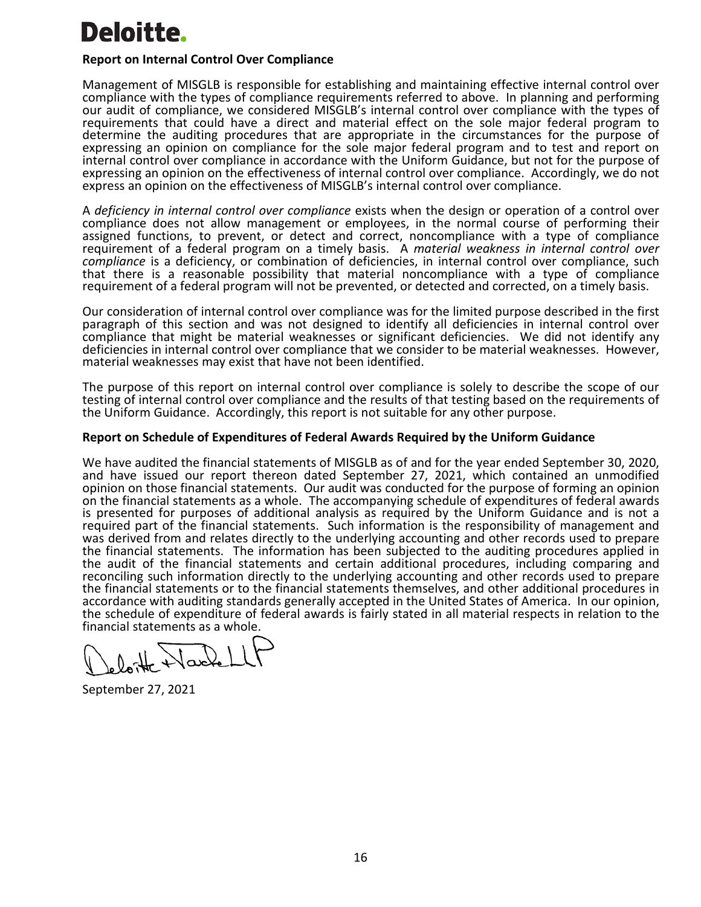Deloitte.

## Report on Internal Control Over Compliance

Management of MISGLB is responsible for establishing and maintaining effective internal control over compliance with the types of compliance requirements referred to above. In planning and performing our audit of compliance, we considered MISGLB's internal control over compliance with the types of requirements that could have a direct and material effect on the sole major federal program to determine the auditing procedures that are appropriate in the circumstances for the purpose of expressing an opinion on compliance for the sole major federal program and to test and report on internal control over compliance in accordance with the Uniform Guidance, but not for the purpose of expressing an opinion on the effectiveness of internal control over compliance. Accordingly, we do not express an opinion on the effectiveness of MISGLB's internal control over compliance.

A *deficiency in internal control over compliance* exists when the design or operation of a control over compliance does not allow management or employees, in the normal course of performing their assigned functions, to prevent, or detect and correct, noncompliance with a type of compliance requirement of a federal program on a timely basis. A *material weakness in internal control over compliance* is a deficiency, or combination of deficiencies, in internal control over compliance, such that there is a reasonable possibility that material noncompliance with a type of compliance requirement of a federal program will not be prevented, or detected and corrected, on a timely basis.

Our consideration of internal control over compliance was for the limited purpose described in the first paragraph of this section and was not designed to identify all deficiencies in internal control over compliance that might be material weaknesses or significant deficiencies. We did not identify any deficiencies in internal control over compliance that we consider to be material weaknesses. However, material weaknesses may exist that have not been identified.

The purpose of this report on internal control over compliance is solely to describe the scope of our testing of internal control over compliance and the results of that testing based on the requirements of the Uniform Guidance. Accordingly, this report is not suitable for any other purpose.

## Report on Schedule of Expenditures of Federal Awards Required by the Uniform Guidance

We have audited the financial statements of MISGLB as of and for the year ended September 30, 2020, and have issued our report thereon dated September 27, 2021, which contained an unmodified opinion on those financial statements. Our audit was conducted for the purpose of forming an opinion on the financial statements as a whole. The accompanying schedule of expenditures of federal awards is presented for purposes of additional analysis as required by the Uniform Guidance and is not a required part of the financial statements. Such information is the responsibility of management and was derived from and relates directly to the underlying accounting and other records used to prepare the financial statements. The information has been subjected to the auditing procedures applied in the audit of the financial statements and certain additional procedures, including comparing and reconciling such information directly to the underlying accounting and other records used to prepare the financial statements or to the financial statements themselves, and other additional procedures in accordance with auditing standards generally accepted in the United States of America. In our opinion, the schedule of expenditure of federal awards is fairly stated in all material respects in relation to the financial statements as a whole.

Deloitte & Touche LLP

September 27, 2021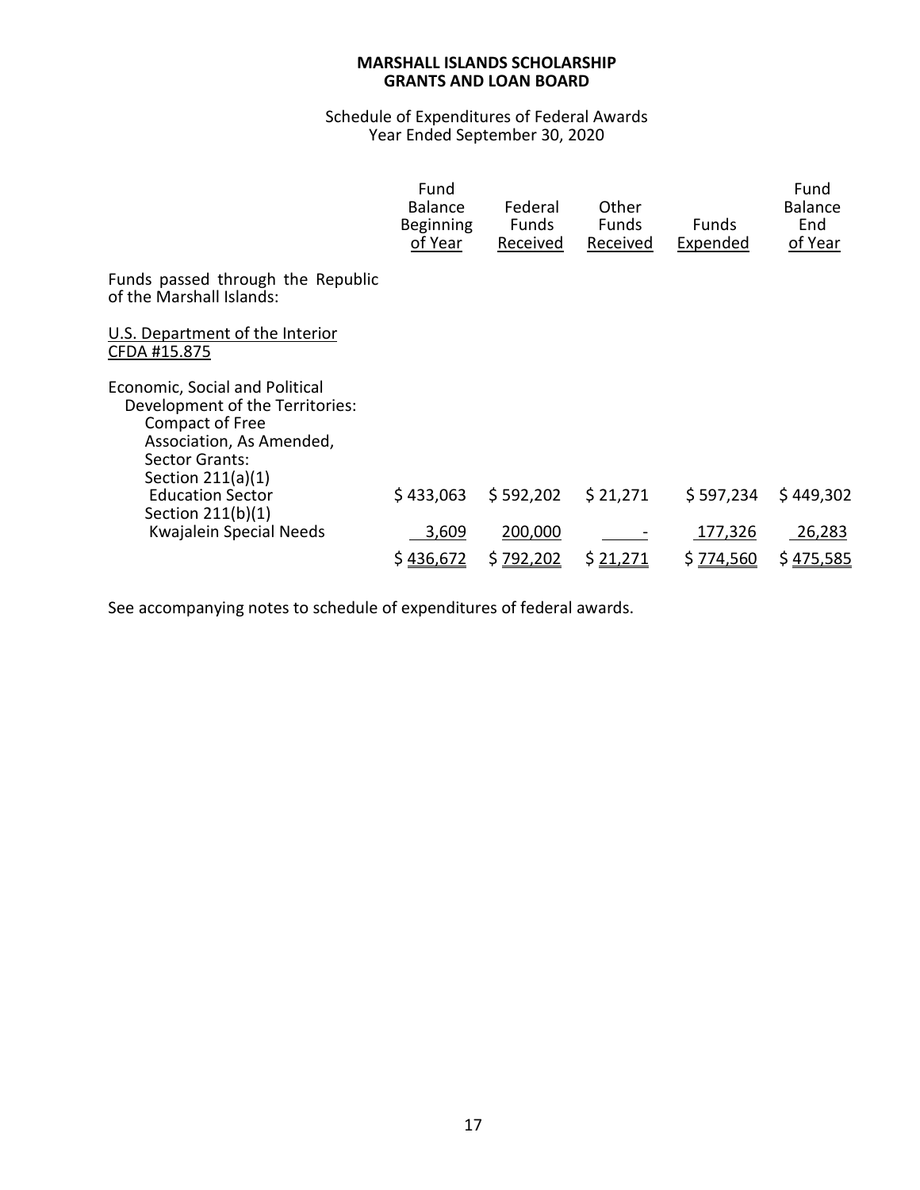**MARSHALL ISLANDS SCHOLARSHIP**
**GRANTS AND LOAN BOARD**

Schedule of Expenditures of Federal Awards
Year Ended September 30, 2020

| | Fund Balance Beginning of Year | Federal Funds Received | Other Funds Received | Funds Expended | Fund Balance End of Year |
|---|---|---|---|---|---|
| Funds passed through the Republic of the Marshall Islands: | | | | | |
| U.S. Department of the Interior CFDA #15.875 | | | | | |
| Economic, Social and Political Development of the Territories: Compact of Free Association, As Amended, Sector Grants: | | | | | |
| Section 211(a)(1) Education Sector | $ 433,063 | $ 592,202 | $ 21,271 | $ 597,234 | $ 449,302 |
| Section 211(b)(1) Kwajalein Special Needs | 3,609 | 200,000 | - | 177,326 | 26,283 |
| | $ 436,672 | $ 792,202 | $ 21,271 | $ 774,560 | $ 475,585 |

See accompanying notes to schedule of expenditures of federal awards.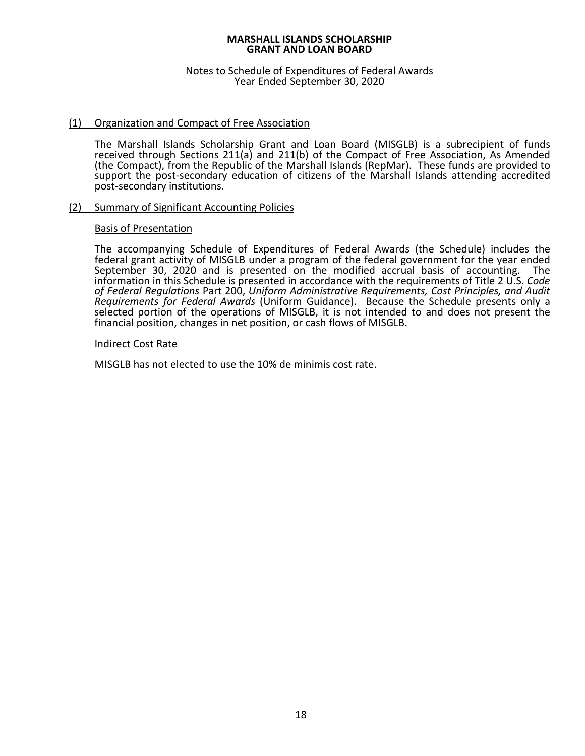**MARSHALL ISLANDS SCHOLARSHIP GRANT AND LOAN BOARD**

Notes to Schedule of Expenditures of Federal Awards
Year Ended September 30, 2020

## (1) Organization and Compact of Free Association

The Marshall Islands Scholarship Grant and Loan Board (MISGLB) is a subrecipient of funds received through Sections 211(a) and 211(b) of the Compact of Free Association, As Amended (the Compact), from the Republic of the Marshall Islands (RepMar). These funds are provided to support the post-secondary education of citizens of the Marshall Islands attending accredited post-secondary institutions.

## (2) Summary of Significant Accounting Policies

### Basis of Presentation

The accompanying Schedule of Expenditures of Federal Awards (the Schedule) includes the federal grant activity of MISGLB under a program of the federal government for the year ended September 30, 2020 and is presented on the modified accrual basis of accounting. The information in this Schedule is presented in accordance with the requirements of Title 2 U.S. *Code of Federal Regulations* Part 200, *Uniform Administrative Requirements, Cost Principles, and Audit Requirements for Federal Awards* (Uniform Guidance). Because the Schedule presents only a selected portion of the operations of MISGLB, it is not intended to and does not present the financial position, changes in net position, or cash flows of MISGLB.

### Indirect Cost Rate

MISGLB has not elected to use the 10% de minimis cost rate.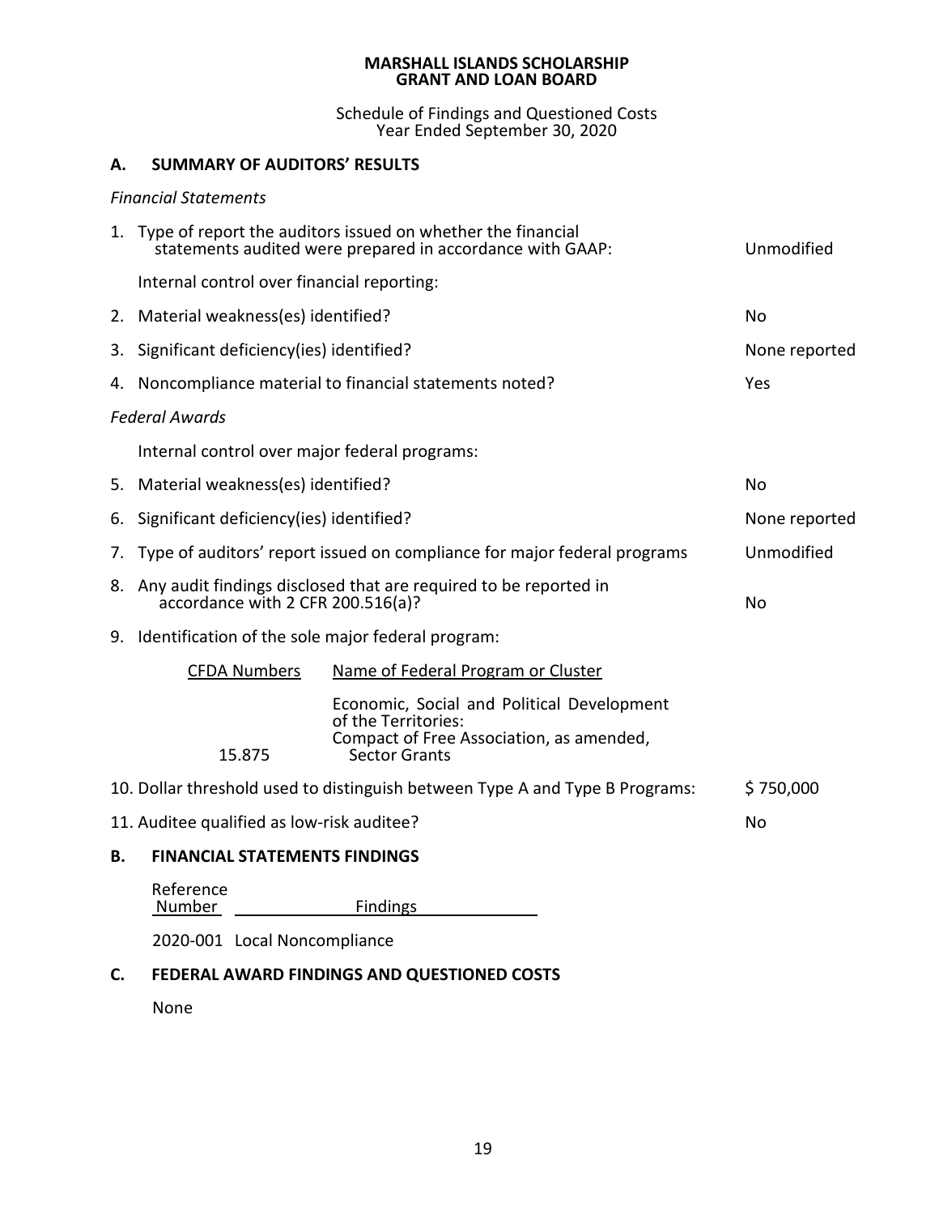**MARSHALL ISLANDS SCHOLARSHIP GRANT AND LOAN BOARD**

Schedule of Findings and Questioned Costs
Year Ended September 30, 2020

## A. SUMMARY OF AUDITORS' RESULTS

*Financial Statements*

1. Type of report the auditors issued on whether the financial statements audited were prepared in accordance with GAAP: Unmodified

   Internal control over financial reporting:

2. Material weakness(es) identified? No
3. Significant deficiency(ies) identified? None reported
4. Noncompliance material to financial statements noted? Yes

*Federal Awards*

   Internal control over major federal programs:

5. Material weakness(es) identified? No
6. Significant deficiency(ies) identified? None reported
7. Type of auditors' report issued on compliance for major federal programs: Unmodified
8. Any audit findings disclosed that are required to be reported in accordance with 2 CFR 200.516(a)? No
9. Identification of the sole major federal program:

| CFDA Numbers | Name of Federal Program or Cluster |
|---|---|
| 15.875 | Economic, Social and Political Development of the Territories: Compact of Free Association, as amended, Sector Grants |

10. Dollar threshold used to distinguish between Type A and Type B Programs: $ 750,000
11. Auditee qualified as low-risk auditee? No

## B. FINANCIAL STATEMENTS FINDINGS

| Reference Number | Findings |
|---|---|
| 2020-001 | Local Noncompliance |

## C. FEDERAL AWARD FINDINGS AND QUESTIONED COSTS

None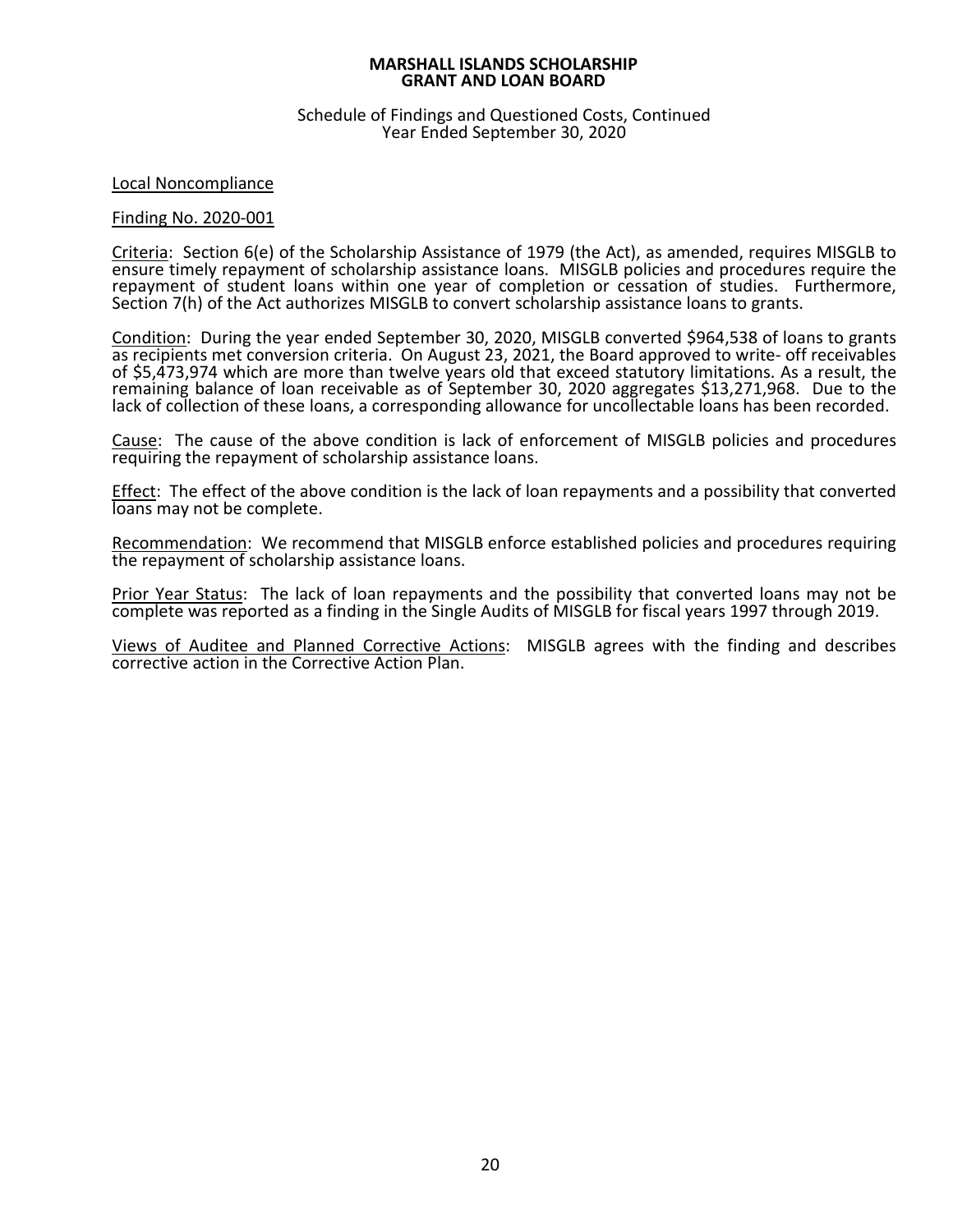**MARSHALL ISLANDS SCHOLARSHIP GRANT AND LOAN BOARD**

Schedule of Findings and Questioned Costs, Continued
Year Ended September 30, 2020

Local Noncompliance

Finding No. 2020-001

Criteria: Section 6(e) of the Scholarship Assistance of 1979 (the Act), as amended, requires MISGLB to ensure timely repayment of scholarship assistance loans. MISGLB policies and procedures require the repayment of student loans within one year of completion or cessation of studies. Furthermore, Section 7(h) of the Act authorizes MISGLB to convert scholarship assistance loans to grants.

Condition: During the year ended September 30, 2020, MISGLB converted $964,538 of loans to grants as recipients met conversion criteria. On August 23, 2021, the Board approved to write- off receivables of $5,473,974 which are more than twelve years old that exceed statutory limitations. As a result, the remaining balance of loan receivable as of September 30, 2020 aggregates $13,271,968. Due to the lack of collection of these loans, a corresponding allowance for uncollectable loans has been recorded.

Cause: The cause of the above condition is lack of enforcement of MISGLB policies and procedures requiring the repayment of scholarship assistance loans.

Effect: The effect of the above condition is the lack of loan repayments and a possibility that converted loans may not be complete.

Recommendation: We recommend that MISGLB enforce established policies and procedures requiring the repayment of scholarship assistance loans.

Prior Year Status: The lack of loan repayments and the possibility that converted loans may not be complete was reported as a finding in the Single Audits of MISGLB for fiscal years 1997 through 2019.

Views of Auditee and Planned Corrective Actions: MISGLB agrees with the finding and describes corrective action in the Corrective Action Plan.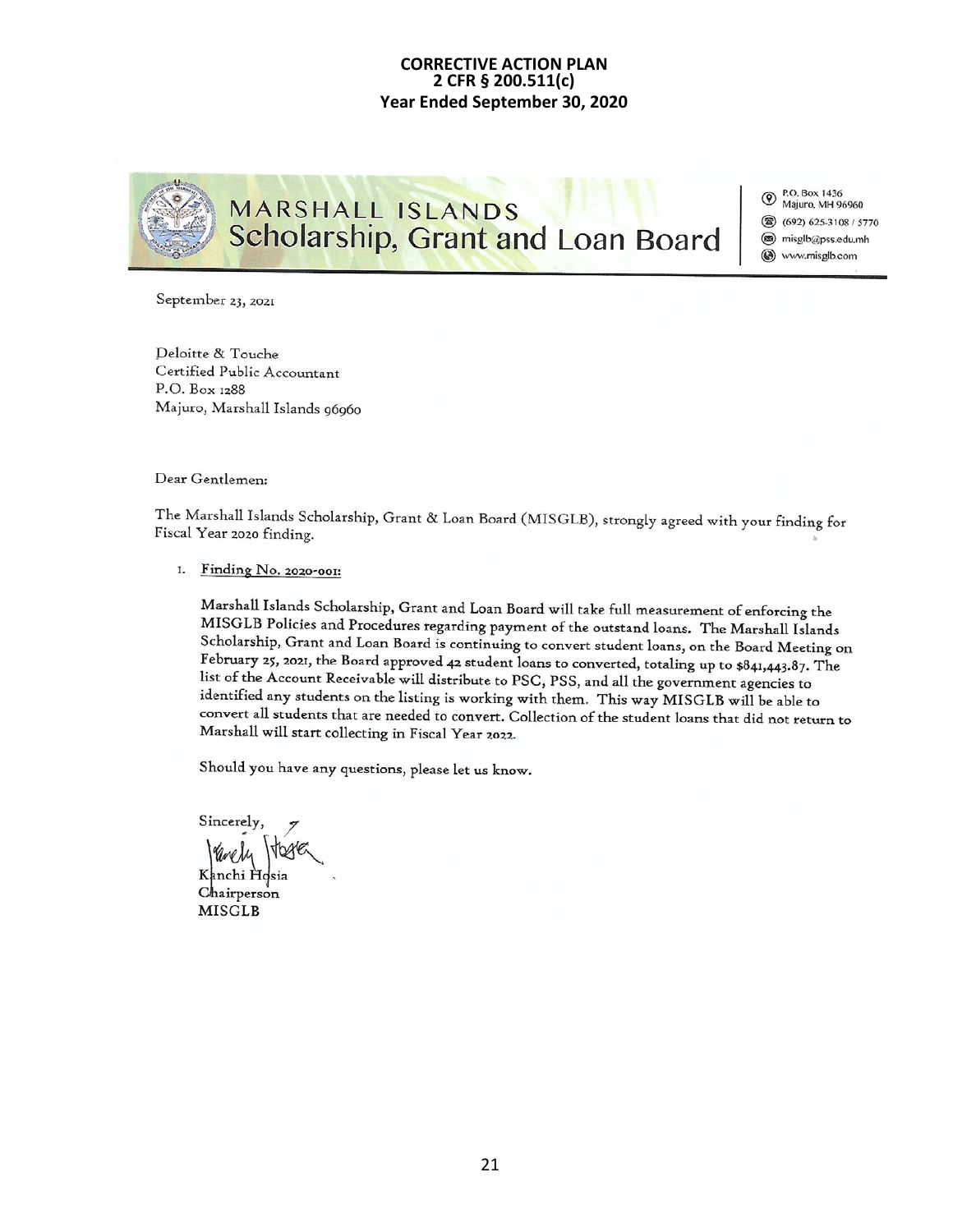**CORRECTIVE ACTION PLAN**
**2 CFR § 200.511(c)**
**Year Ended September 30, 2020**

MARSHALL ISLANDS
Scholarship, Grant and Loan Board

P.O. Box 1436
Majuro, MH 96960
(692) 625-3108 / 5770
misglb@pss.edu.mh
www.misglb.com

September 23, 2021

Deloitte & Touche
Certified Public Accountant
P.O. Box 1288
Majuro, Marshall Islands 96960

Dear Gentlemen:

The Marshall Islands Scholarship, Grant & Loan Board (MISGLB), strongly agreed with your finding for Fiscal Year 2020 finding.

1. Finding No. 2020-001:

   Marshall Islands Scholarship, Grant and Loan Board will take full measurement of enforcing the MISGLB Policies and Procedures regarding payment of the outstand loans. The Marshall Islands Scholarship, Grant and Loan Board is continuing to convert student loans, on the Board Meeting on February 25, 2021, the Board approved 42 student loans to converted, totaling up to $841,443.87. The list of the Account Receivable will distribute to PSC, PSS, and all the government agencies to identified any students on the listing is working with them. This way MISGLB will be able to convert all students that are needed to convert. Collection of the student loans that did not return to Marshall will start collecting in Fiscal Year 2022.

Should you have any questions, please let us know.

Sincerely,

Kanchi Hosia
Chairperson
MISGLB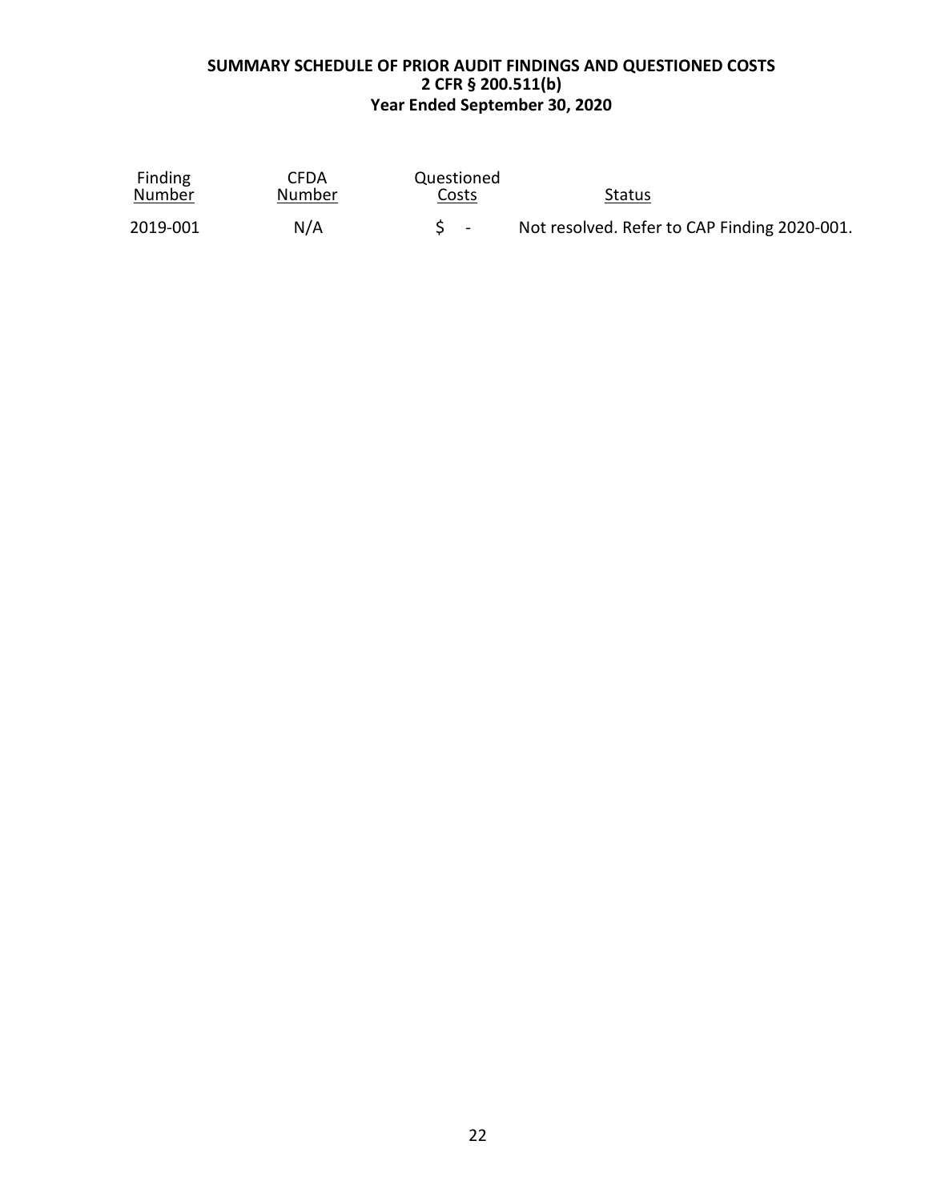**SUMMARY SCHEDULE OF PRIOR AUDIT FINDINGS AND QUESTIONED COSTS**
**2 CFR § 200.511(b)**
**Year Ended September 30, 2020**

| Finding Number | CFDA Number | Questioned Costs | Status |
|---|---|---|---|
| 2019-001 | N/A | $ - | Not resolved. Refer to CAP Finding 2020-001. |